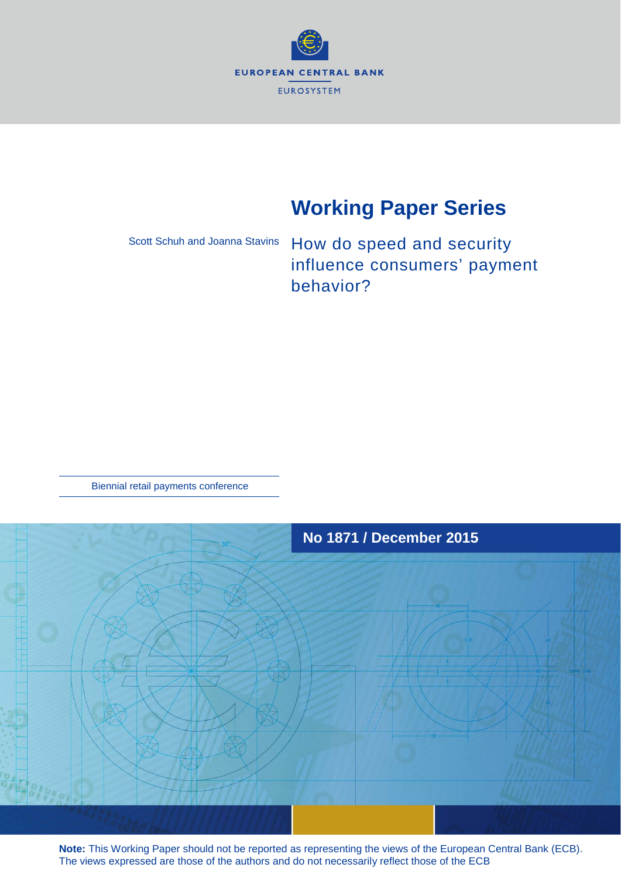EUROPEAN CENTRAL BANK

EUROSYSTEM

# Working Paper Series

Scott Schuh and Joanna Stavins

## How do speed and security influence consumers' payment behavior?

Biennial retail payments conference

**No 1871 / December 2015**

**Note:** This Working Paper should not be reported as representing the views of the European Central Bank (ECB). The views expressed are those of the authors and do not necessarily reflect those of the ECB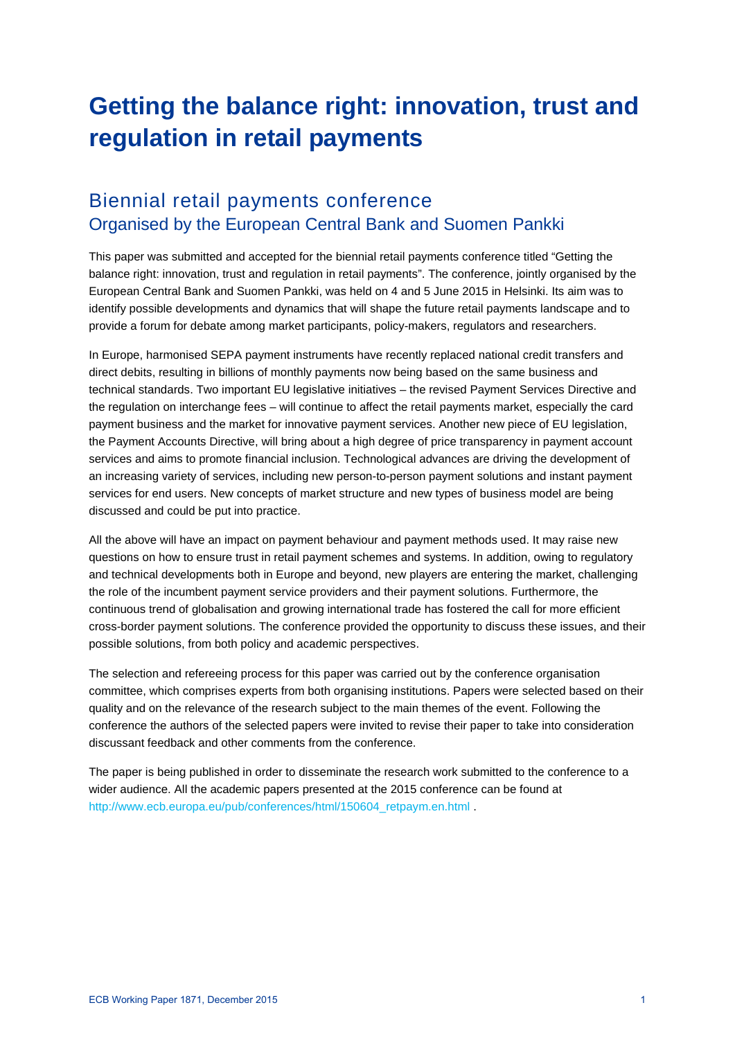# Getting the balance right: innovation, trust and regulation in retail payments

## Biennial retail payments conference

### Organised by the European Central Bank and Suomen Pankki

This paper was submitted and accepted for the biennial retail payments conference titled "Getting the balance right: innovation, trust and regulation in retail payments". The conference, jointly organised by the European Central Bank and Suomen Pankki, was held on 4 and 5 June 2015 in Helsinki. Its aim was to identify possible developments and dynamics that will shape the future retail payments landscape and to provide a forum for debate among market participants, policy-makers, regulators and researchers.

In Europe, harmonised SEPA payment instruments have recently replaced national credit transfers and direct debits, resulting in billions of monthly payments now being based on the same business and technical standards. Two important EU legislative initiatives – the revised Payment Services Directive and the regulation on interchange fees – will continue to affect the retail payments market, especially the card payment business and the market for innovative payment services. Another new piece of EU legislation, the Payment Accounts Directive, will bring about a high degree of price transparency in payment account services and aims to promote financial inclusion. Technological advances are driving the development of an increasing variety of services, including new person-to-person payment solutions and instant payment services for end users. New concepts of market structure and new types of business model are being discussed and could be put into practice.

All the above will have an impact on payment behaviour and payment methods used. It may raise new questions on how to ensure trust in retail payment schemes and systems. In addition, owing to regulatory and technical developments both in Europe and beyond, new players are entering the market, challenging the role of the incumbent payment service providers and their payment solutions. Furthermore, the continuous trend of globalisation and growing international trade has fostered the call for more efficient cross-border payment solutions. The conference provided the opportunity to discuss these issues, and their possible solutions, from both policy and academic perspectives.

The selection and refereeing process for this paper was carried out by the conference organisation committee, which comprises experts from both organising institutions. Papers were selected based on their quality and on the relevance of the research subject to the main themes of the event. Following the conference the authors of the selected papers were invited to revise their paper to take into consideration discussant feedback and other comments from the conference.

The paper is being published in order to disseminate the research work submitted to the conference to a wider audience. All the academic papers presented at the 2015 conference can be found at http://www.ecb.europa.eu/pub/conferences/html/150604_retpaym.en.html .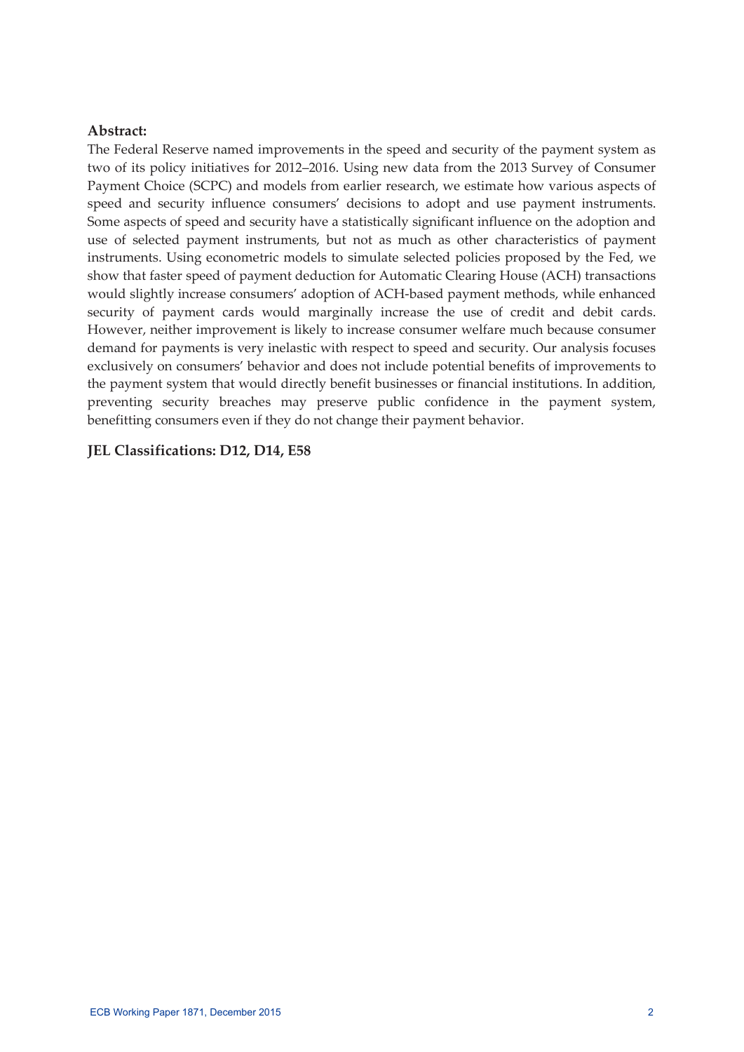**Abstract:**

The Federal Reserve named improvements in the speed and security of the payment system as two of its policy initiatives for 2012–2016. Using new data from the 2013 Survey of Consumer Payment Choice (SCPC) and models from earlier research, we estimate how various aspects of speed and security influence consumers' decisions to adopt and use payment instruments. Some aspects of speed and security have a statistically significant influence on the adoption and use of selected payment instruments, but not as much as other characteristics of payment instruments. Using econometric models to simulate selected policies proposed by the Fed, we show that faster speed of payment deduction for Automatic Clearing House (ACH) transactions would slightly increase consumers' adoption of ACH-based payment methods, while enhanced security of payment cards would marginally increase the use of credit and debit cards. However, neither improvement is likely to increase consumer welfare much because consumer demand for payments is very inelastic with respect to speed and security. Our analysis focuses exclusively on consumers' behavior and does not include potential benefits of improvements to the payment system that would directly benefit businesses or financial institutions. In addition, preventing security breaches may preserve public confidence in the payment system, benefitting consumers even if they do not change their payment behavior.

**JEL Classifications: D12, D14, E58**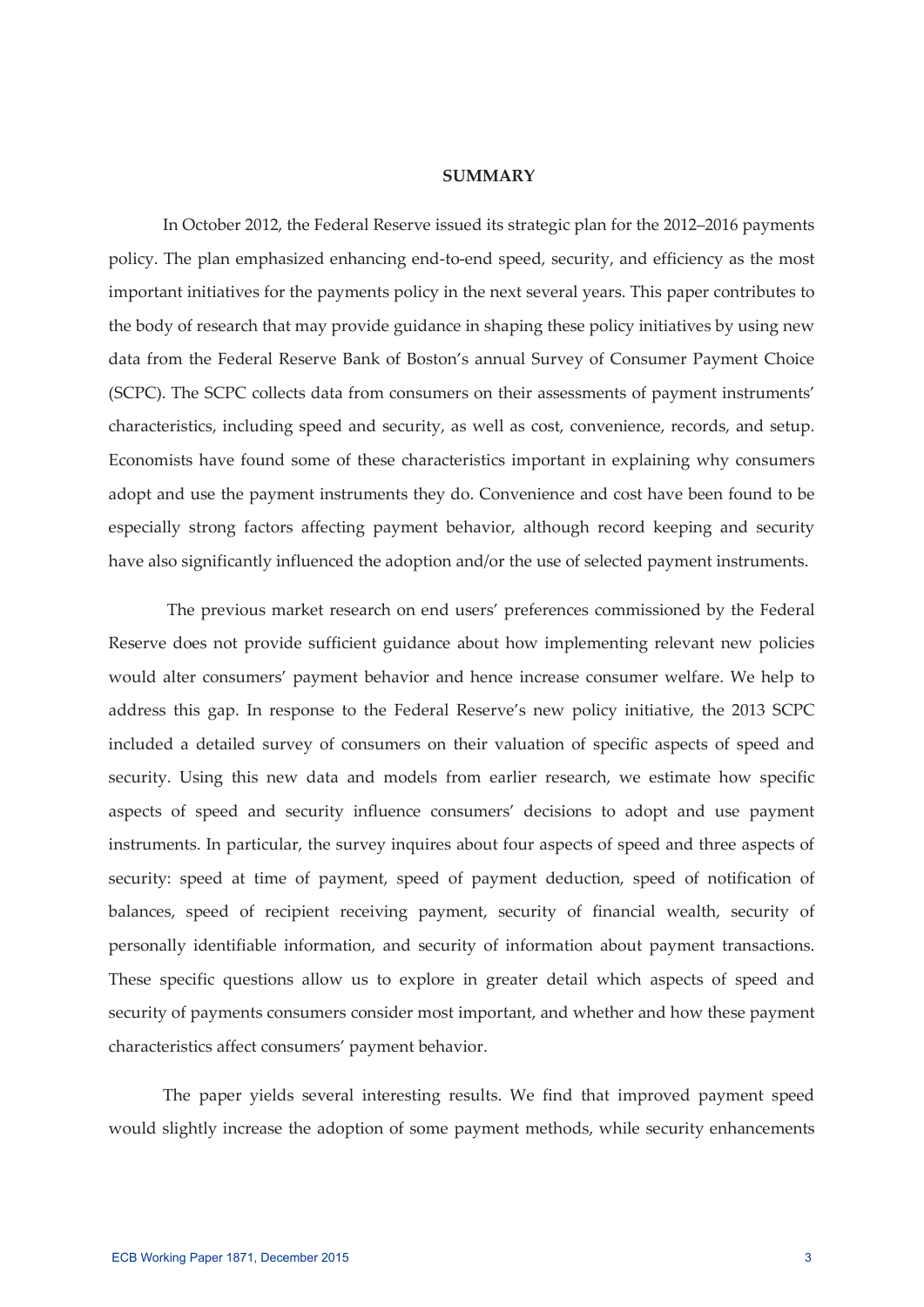## SUMMARY

In October 2012, the Federal Reserve issued its strategic plan for the 2012–2016 payments policy. The plan emphasized enhancing end-to-end speed, security, and efficiency as the most important initiatives for the payments policy in the next several years. This paper contributes to the body of research that may provide guidance in shaping these policy initiatives by using new data from the Federal Reserve Bank of Boston's annual Survey of Consumer Payment Choice (SCPC). The SCPC collects data from consumers on their assessments of payment instruments' characteristics, including speed and security, as well as cost, convenience, records, and setup. Economists have found some of these characteristics important in explaining why consumers adopt and use the payment instruments they do. Convenience and cost have been found to be especially strong factors affecting payment behavior, although record keeping and security have also significantly influenced the adoption and/or the use of selected payment instruments.

The previous market research on end users' preferences commissioned by the Federal Reserve does not provide sufficient guidance about how implementing relevant new policies would alter consumers' payment behavior and hence increase consumer welfare. We help to address this gap. In response to the Federal Reserve's new policy initiative, the 2013 SCPC included a detailed survey of consumers on their valuation of specific aspects of speed and security. Using this new data and models from earlier research, we estimate how specific aspects of speed and security influence consumers' decisions to adopt and use payment instruments. In particular, the survey inquires about four aspects of speed and three aspects of security: speed at time of payment, speed of payment deduction, speed of notification of balances, speed of recipient receiving payment, security of financial wealth, security of personally identifiable information, and security of information about payment transactions. These specific questions allow us to explore in greater detail which aspects of speed and security of payments consumers consider most important, and whether and how these payment characteristics affect consumers' payment behavior.

The paper yields several interesting results. We find that improved payment speed would slightly increase the adoption of some payment methods, while security enhancements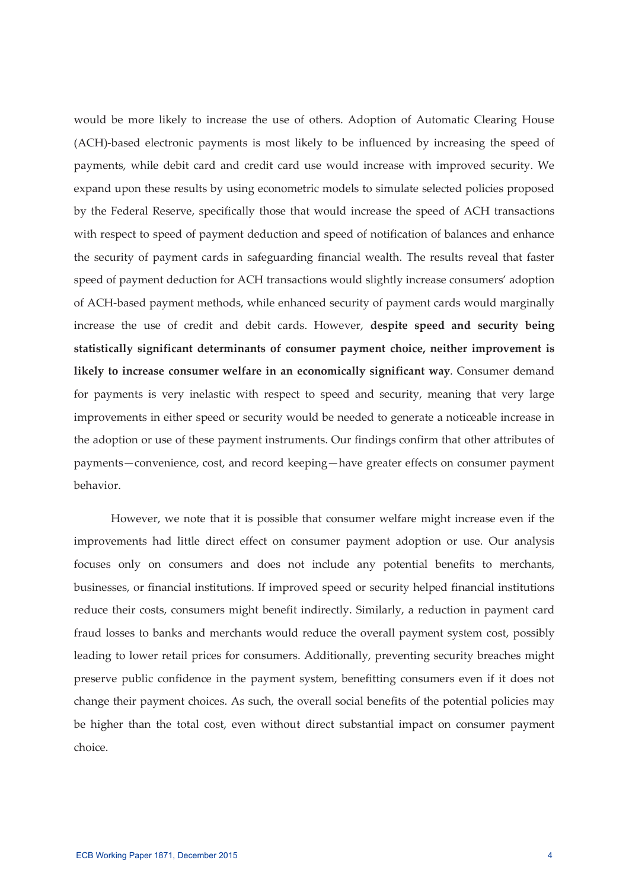would be more likely to increase the use of others. Adoption of Automatic Clearing House (ACH)-based electronic payments is most likely to be influenced by increasing the speed of payments, while debit card and credit card use would increase with improved security. We expand upon these results by using econometric models to simulate selected policies proposed by the Federal Reserve, specifically those that would increase the speed of ACH transactions with respect to speed of payment deduction and speed of notification of balances and enhance the security of payment cards in safeguarding financial wealth. The results reveal that faster speed of payment deduction for ACH transactions would slightly increase consumers' adoption of ACH-based payment methods, while enhanced security of payment cards would marginally increase the use of credit and debit cards. However, **despite speed and security being statistically significant determinants of consumer payment choice, neither improvement is likely to increase consumer welfare in an economically significant way**. Consumer demand for payments is very inelastic with respect to speed and security, meaning that very large improvements in either speed or security would be needed to generate a noticeable increase in the adoption or use of these payment instruments. Our findings confirm that other attributes of payments—convenience, cost, and record keeping—have greater effects on consumer payment behavior.

However, we note that it is possible that consumer welfare might increase even if the improvements had little direct effect on consumer payment adoption or use. Our analysis focuses only on consumers and does not include any potential benefits to merchants, businesses, or financial institutions. If improved speed or security helped financial institutions reduce their costs, consumers might benefit indirectly. Similarly, a reduction in payment card fraud losses to banks and merchants would reduce the overall payment system cost, possibly leading to lower retail prices for consumers. Additionally, preventing security breaches might preserve public confidence in the payment system, benefitting consumers even if it does not change their payment choices. As such, the overall social benefits of the potential policies may be higher than the total cost, even without direct substantial impact on consumer payment choice.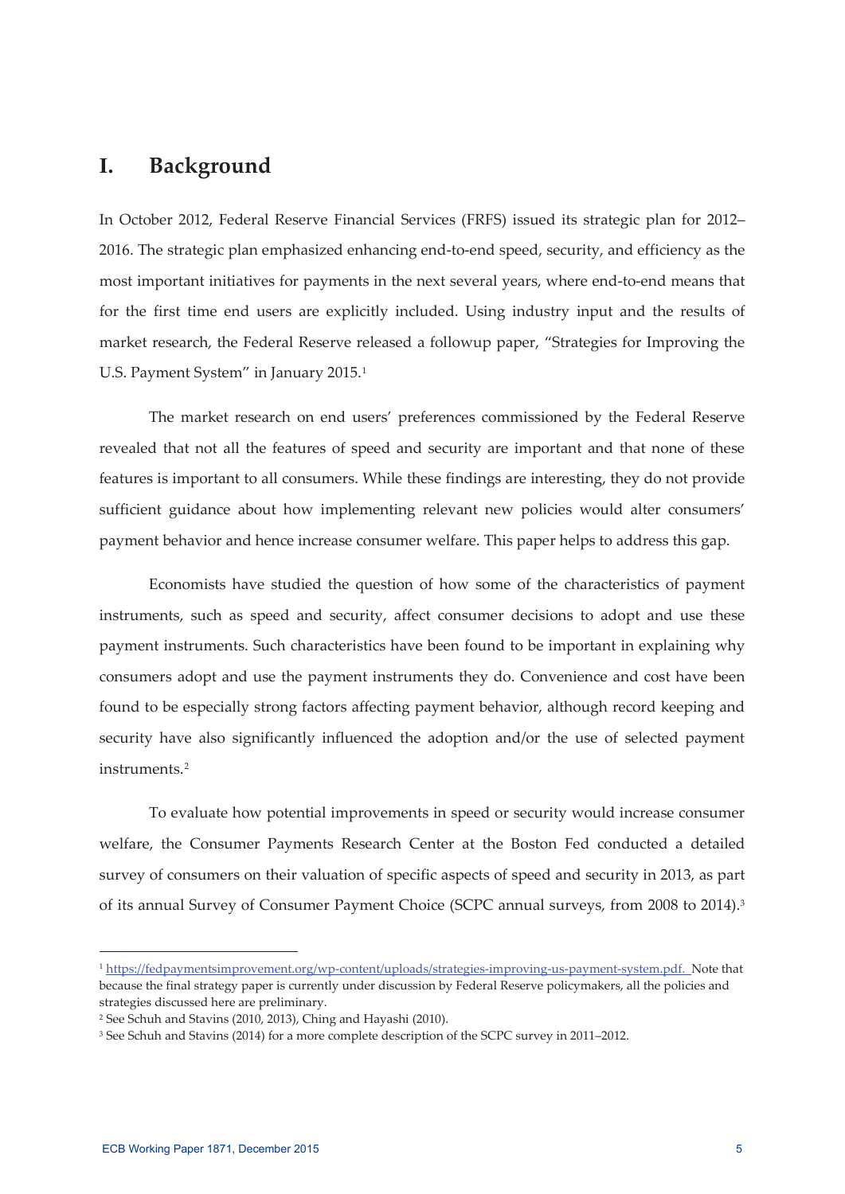# I. Background

In October 2012, Federal Reserve Financial Services (FRFS) issued its strategic plan for 2012–2016. The strategic plan emphasized enhancing end-to-end speed, security, and efficiency as the most important initiatives for payments in the next several years, where end-to-end means that for the first time end users are explicitly included. Using industry input and the results of market research, the Federal Reserve released a followup paper, "Strategies for Improving the U.S. Payment System" in January 2015.[1]

The market research on end users' preferences commissioned by the Federal Reserve revealed that not all the features of speed and security are important and that none of these features is important to all consumers. While these findings are interesting, they do not provide sufficient guidance about how implementing relevant new policies would alter consumers' payment behavior and hence increase consumer welfare. This paper helps to address this gap.

Economists have studied the question of how some of the characteristics of payment instruments, such as speed and security, affect consumer decisions to adopt and use these payment instruments. Such characteristics have been found to be important in explaining why consumers adopt and use the payment instruments they do. Convenience and cost have been found to be especially strong factors affecting payment behavior, although record keeping and security have also significantly influenced the adoption and/or the use of selected payment instruments.[2]

To evaluate how potential improvements in speed or security would increase consumer welfare, the Consumer Payments Research Center at the Boston Fed conducted a detailed survey of consumers on their valuation of specific aspects of speed and security in 2013, as part of its annual Survey of Consumer Payment Choice (SCPC annual surveys, from 2008 to 2014).[3]

---

[1] https://fedpaymentsimprovement.org/wp-content/uploads/strategies-improving-us-payment-system.pdf. Note that because the final strategy paper is currently under discussion by Federal Reserve policymakers, all the policies and strategies discussed here are preliminary.

[2] See Schuh and Stavins (2010, 2013), Ching and Hayashi (2010).

[3] See Schuh and Stavins (2014) for a more complete description of the SCPC survey in 2011–2012.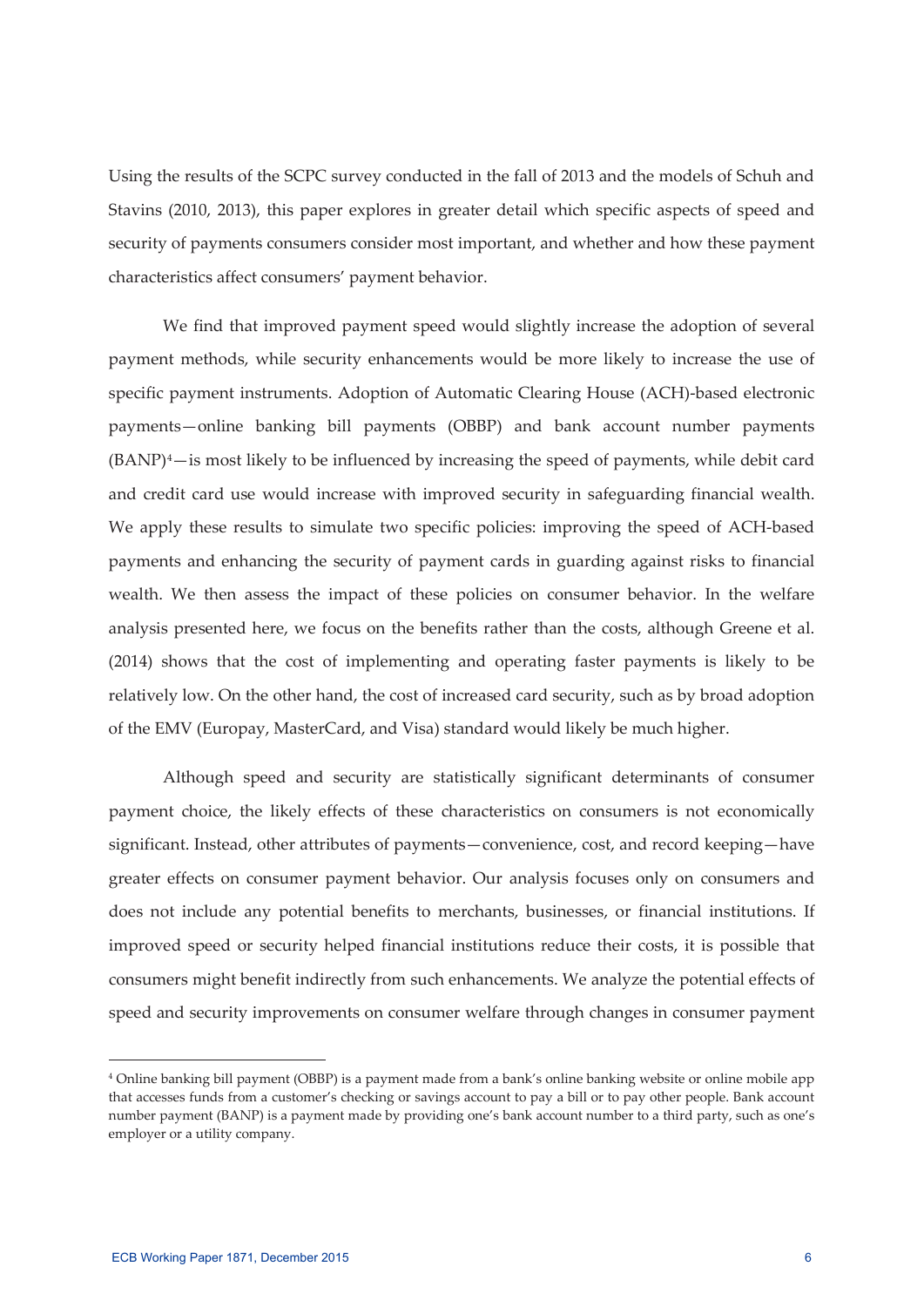Using the results of the SCPC survey conducted in the fall of 2013 and the models of Schuh and Stavins (2010, 2013), this paper explores in greater detail which specific aspects of speed and security of payments consumers consider most important, and whether and how these payment characteristics affect consumers' payment behavior.

We find that improved payment speed would slightly increase the adoption of several payment methods, while security enhancements would be more likely to increase the use of specific payment instruments. Adoption of Automatic Clearing House (ACH)-based electronic payments—online banking bill payments (OBBP) and bank account number payments (BANP)[4]—is most likely to be influenced by increasing the speed of payments, while debit card and credit card use would increase with improved security in safeguarding financial wealth. We apply these results to simulate two specific policies: improving the speed of ACH-based payments and enhancing the security of payment cards in guarding against risks to financial wealth. We then assess the impact of these policies on consumer behavior. In the welfare analysis presented here, we focus on the benefits rather than the costs, although Greene et al. (2014) shows that the cost of implementing and operating faster payments is likely to be relatively low. On the other hand, the cost of increased card security, such as by broad adoption of the EMV (Europay, MasterCard, and Visa) standard would likely be much higher.

Although speed and security are statistically significant determinants of consumer payment choice, the likely effects of these characteristics on consumers is not economically significant. Instead, other attributes of payments—convenience, cost, and record keeping—have greater effects on consumer payment behavior. Our analysis focuses only on consumers and does not include any potential benefits to merchants, businesses, or financial institutions. If improved speed or security helped financial institutions reduce their costs, it is possible that consumers might benefit indirectly from such enhancements. We analyze the potential effects of speed and security improvements on consumer welfare through changes in consumer payment

[4] Online banking bill payment (OBBP) is a payment made from a bank's online banking website or online mobile app that accesses funds from a customer's checking or savings account to pay a bill or to pay other people. Bank account number payment (BANP) is a payment made by providing one's bank account number to a third party, such as one's employer or a utility company.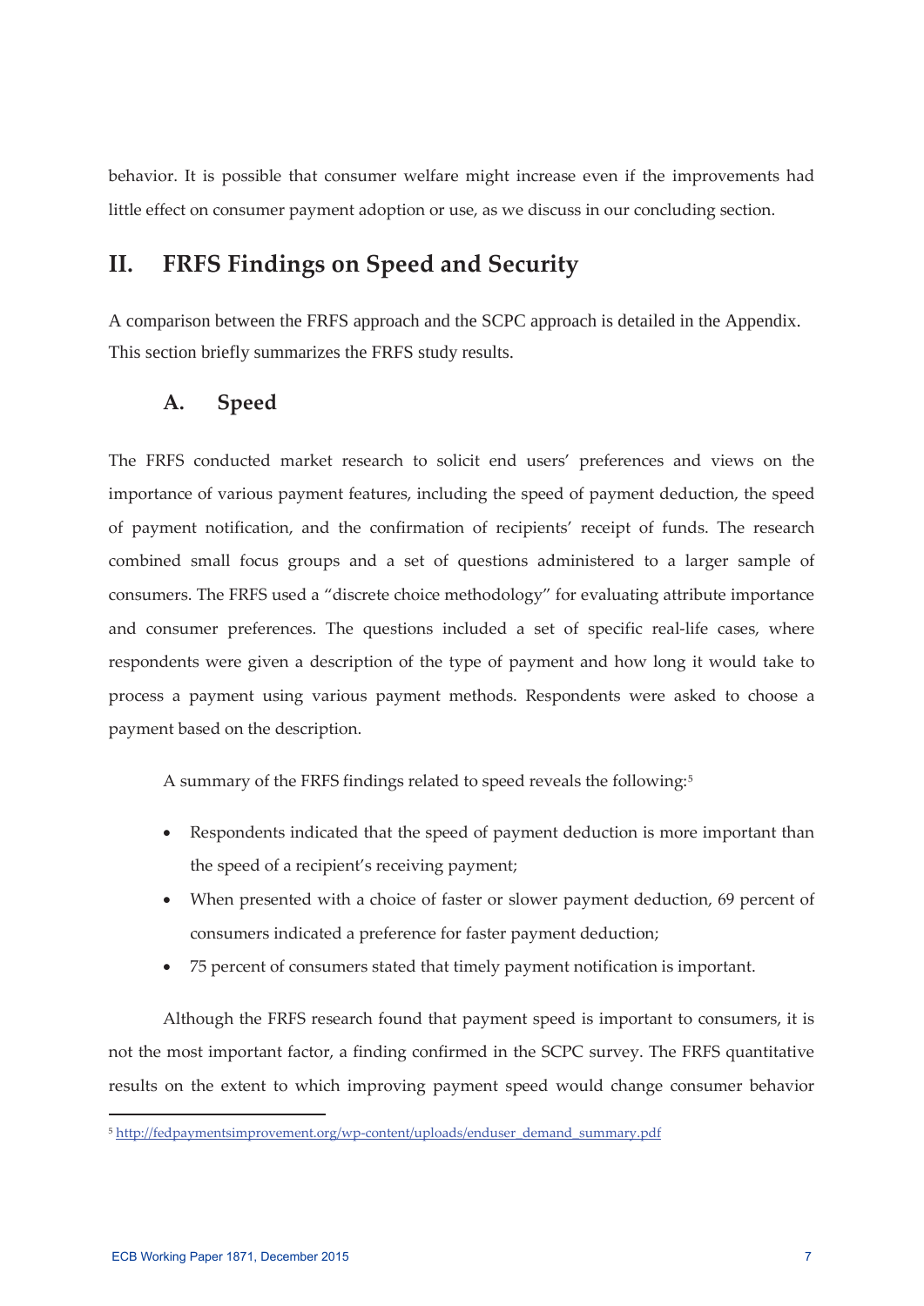behavior. It is possible that consumer welfare might increase even if the improvements had little effect on consumer payment adoption or use, as we discuss in our concluding section.

## II. FRFS Findings on Speed and Security

A comparison between the FRFS approach and the SCPC approach is detailed in the Appendix. This section briefly summarizes the FRFS study results.

### A. Speed

The FRFS conducted market research to solicit end users' preferences and views on the importance of various payment features, including the speed of payment deduction, the speed of payment notification, and the confirmation of recipients' receipt of funds. The research combined small focus groups and a set of questions administered to a larger sample of consumers. The FRFS used a "discrete choice methodology" for evaluating attribute importance and consumer preferences. The questions included a set of specific real-life cases, where respondents were given a description of the type of payment and how long it would take to process a payment using various payment methods. Respondents were asked to choose a payment based on the description.

A summary of the FRFS findings related to speed reveals the following:[5]

- Respondents indicated that the speed of payment deduction is more important than the speed of a recipient's receiving payment;
- When presented with a choice of faster or slower payment deduction, 69 percent of consumers indicated a preference for faster payment deduction;
- 75 percent of consumers stated that timely payment notification is important.

Although the FRFS research found that payment speed is important to consumers, it is not the most important factor, a finding confirmed in the SCPC survey. The FRFS quantitative results on the extent to which improving payment speed would change consumer behavior

[5] http://fedpaymentsimprovement.org/wp-content/uploads/enduser_demand_summary.pdf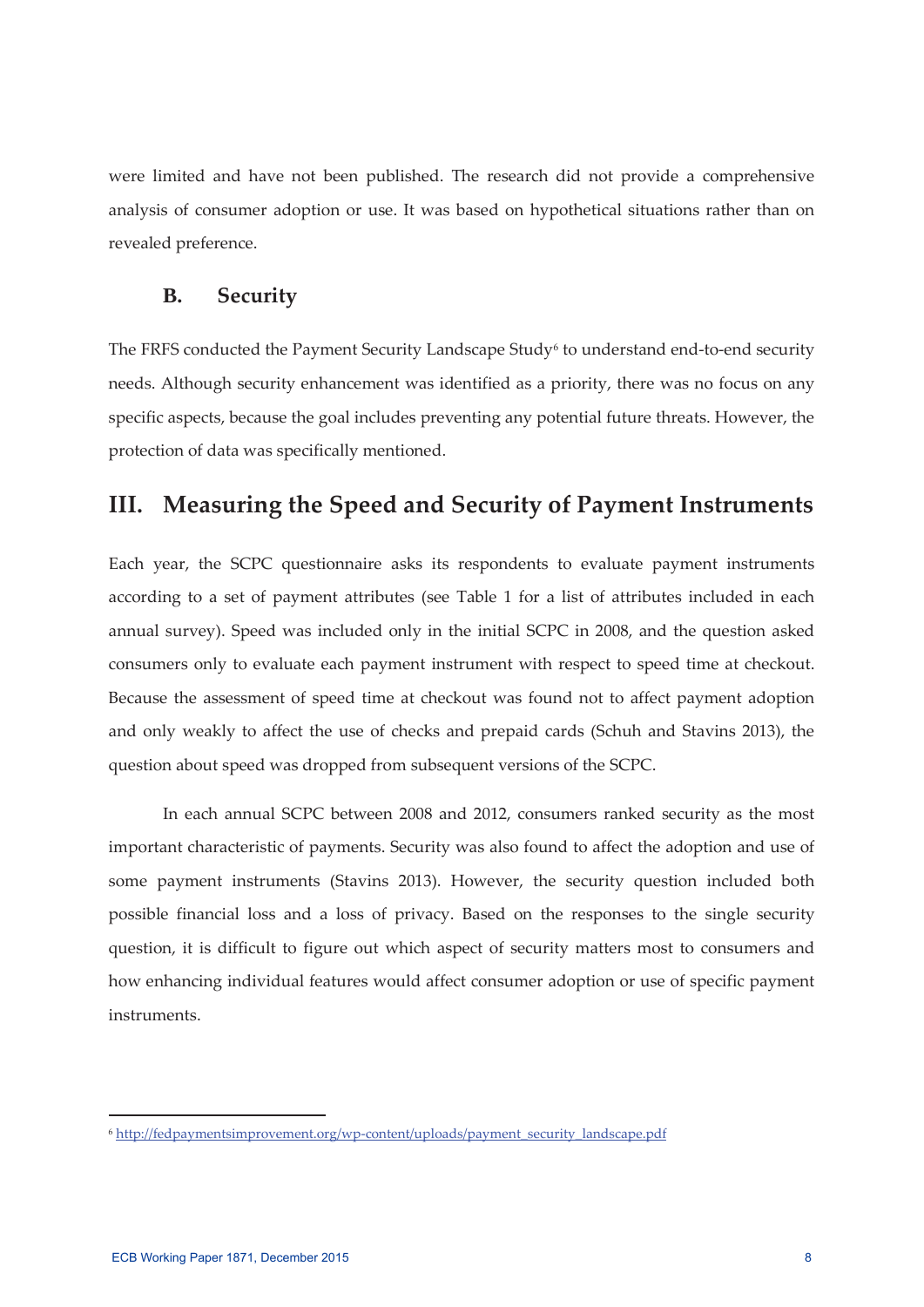were limited and have not been published. The research did not provide a comprehensive analysis of consumer adoption or use. It was based on hypothetical situations rather than on revealed preference.

### B. Security

The FRFS conducted the Payment Security Landscape Study[6] to understand end-to-end security needs. Although security enhancement was identified as a priority, there was no focus on any specific aspects, because the goal includes preventing any potential future threats. However, the protection of data was specifically mentioned.

## III. Measuring the Speed and Security of Payment Instruments

Each year, the SCPC questionnaire asks its respondents to evaluate payment instruments according to a set of payment attributes (see Table 1 for a list of attributes included in each annual survey). Speed was included only in the initial SCPC in 2008, and the question asked consumers only to evaluate each payment instrument with respect to speed time at checkout. Because the assessment of speed time at checkout was found not to affect payment adoption and only weakly to affect the use of checks and prepaid cards (Schuh and Stavins 2013), the question about speed was dropped from subsequent versions of the SCPC.

In each annual SCPC between 2008 and 2012, consumers ranked security as the most important characteristic of payments. Security was also found to affect the adoption and use of some payment instruments (Stavins 2013). However, the security question included both possible financial loss and a loss of privacy. Based on the responses to the single security question, it is difficult to figure out which aspect of security matters most to consumers and how enhancing individual features would affect consumer adoption or use of specific payment instruments.

---

[6] http://fedpaymentsimprovement.org/wp-content/uploads/payment_security_landscape.pdf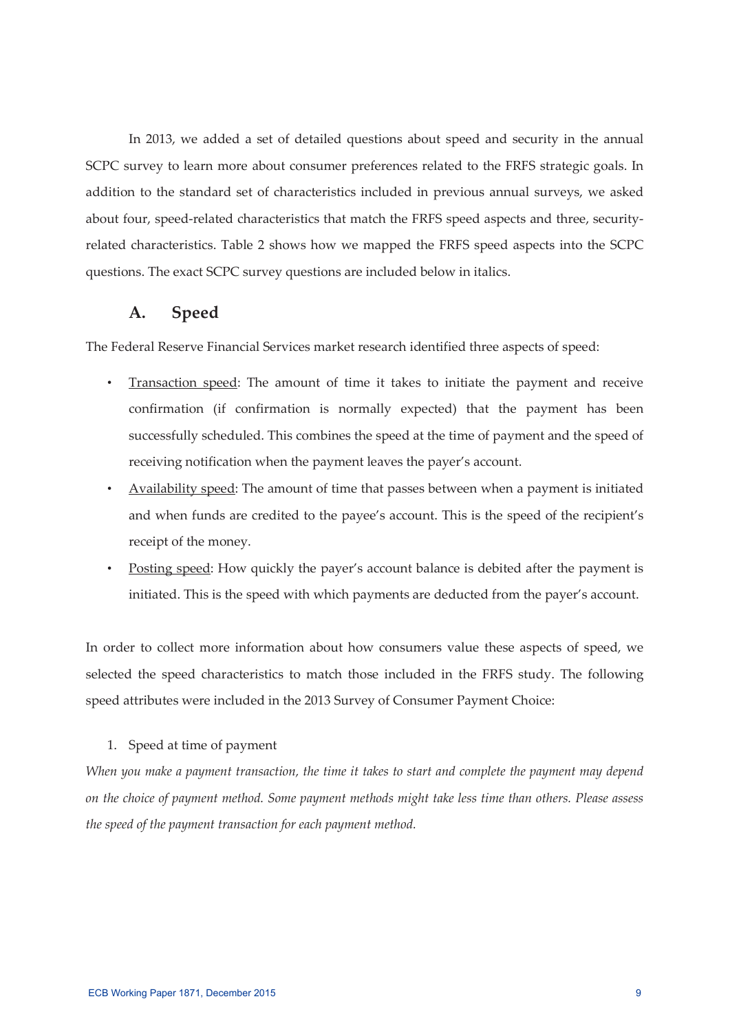In 2013, we added a set of detailed questions about speed and security in the annual SCPC survey to learn more about consumer preferences related to the FRFS strategic goals. In addition to the standard set of characteristics included in previous annual surveys, we asked about four, speed-related characteristics that match the FRFS speed aspects and three, security-related characteristics. Table 2 shows how we mapped the FRFS speed aspects into the SCPC questions. The exact SCPC survey questions are included below in italics.

## A. Speed

The Federal Reserve Financial Services market research identified three aspects of speed:

- Transaction speed: The amount of time it takes to initiate the payment and receive confirmation (if confirmation is normally expected) that the payment has been successfully scheduled. This combines the speed at the time of payment and the speed of receiving notification when the payment leaves the payer's account.
- Availability speed: The amount of time that passes between when a payment is initiated and when funds are credited to the payee's account. This is the speed of the recipient's receipt of the money.
- Posting speed: How quickly the payer's account balance is debited after the payment is initiated. This is the speed with which payments are deducted from the payer's account.

In order to collect more information about how consumers value these aspects of speed, we selected the speed characteristics to match those included in the FRFS study. The following speed attributes were included in the 2013 Survey of Consumer Payment Choice:

1. Speed at time of payment

*When you make a payment transaction, the time it takes to start and complete the payment may depend on the choice of payment method. Some payment methods might take less time than others. Please assess the speed of the payment transaction for each payment method.*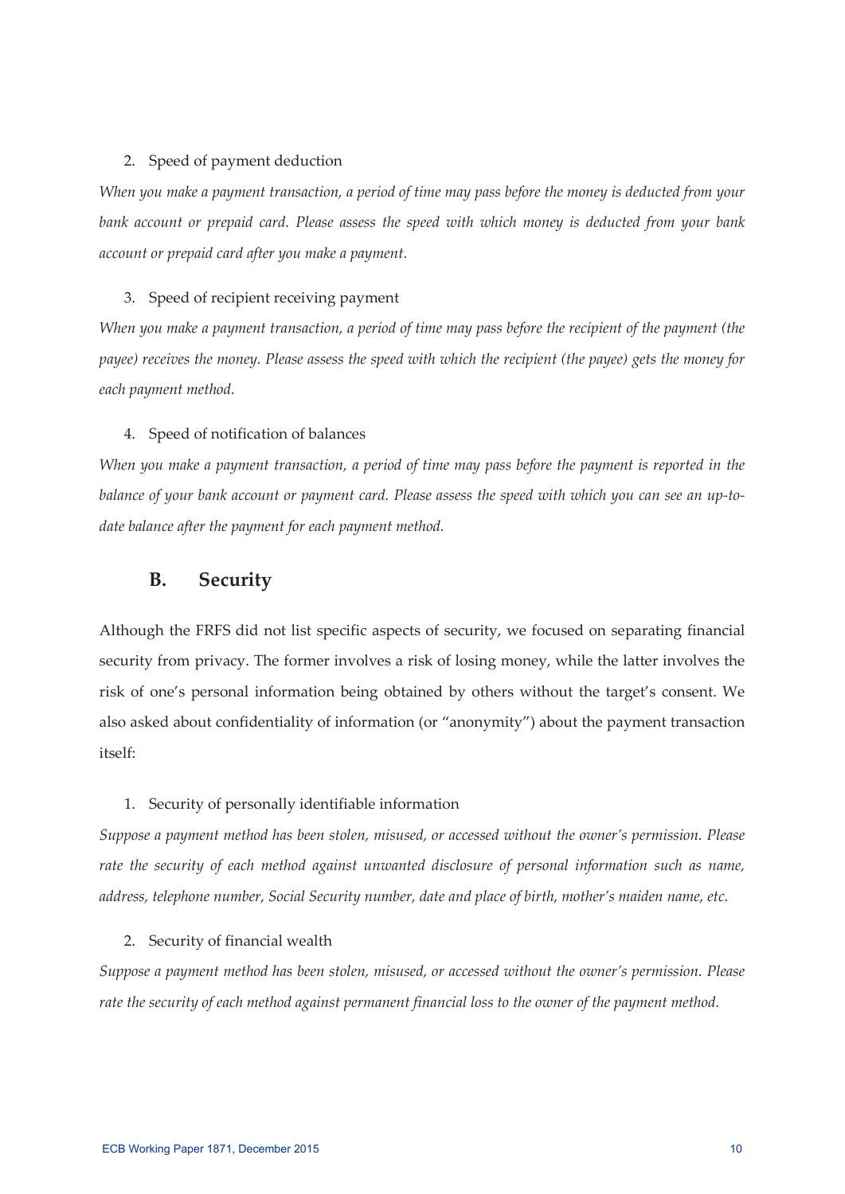2. Speed of payment deduction

*When you make a payment transaction, a period of time may pass before the money is deducted from your bank account or prepaid card. Please assess the speed with which money is deducted from your bank account or prepaid card after you make a payment.*

3. Speed of recipient receiving payment

*When you make a payment transaction, a period of time may pass before the recipient of the payment (the payee) receives the money. Please assess the speed with which the recipient (the payee) gets the money for each payment method.*

4. Speed of notification of balances

*When you make a payment transaction, a period of time may pass before the payment is reported in the balance of your bank account or payment card. Please assess the speed with which you can see an up-to-date balance after the payment for each payment method.*

## B. Security

Although the FRFS did not list specific aspects of security, we focused on separating financial security from privacy. The former involves a risk of losing money, while the latter involves the risk of one's personal information being obtained by others without the target's consent. We also asked about confidentiality of information (or "anonymity") about the payment transaction itself:

1. Security of personally identifiable information

*Suppose a payment method has been stolen, misused, or accessed without the owner's permission. Please rate the security of each method against unwanted disclosure of personal information such as name, address, telephone number, Social Security number, date and place of birth, mother's maiden name, etc.*

2. Security of financial wealth

*Suppose a payment method has been stolen, misused, or accessed without the owner's permission. Please rate the security of each method against permanent financial loss to the owner of the payment method.*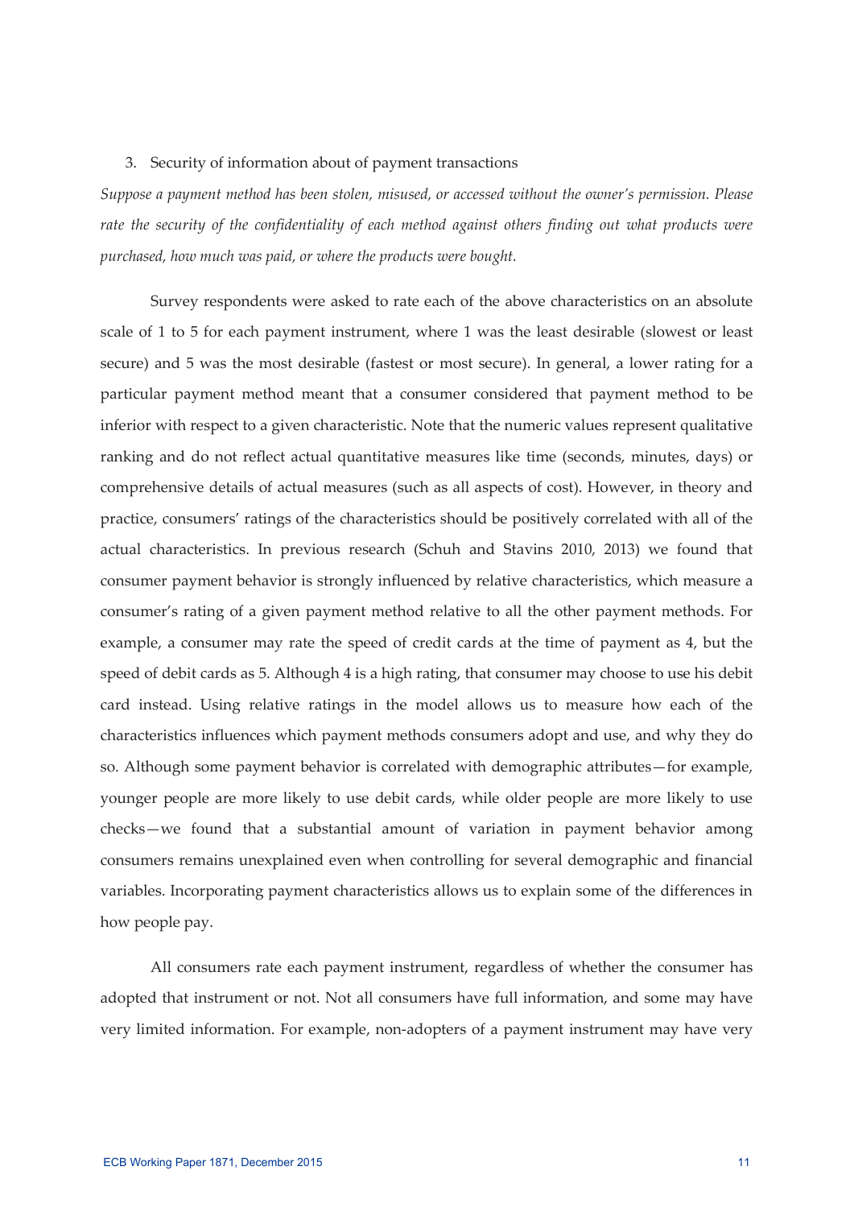3. Security of information about of payment transactions

*Suppose a payment method has been stolen, misused, or accessed without the owner's permission. Please rate the security of the confidentiality of each method against others finding out what products were purchased, how much was paid, or where the products were bought.*

Survey respondents were asked to rate each of the above characteristics on an absolute scale of 1 to 5 for each payment instrument, where 1 was the least desirable (slowest or least secure) and 5 was the most desirable (fastest or most secure). In general, a lower rating for a particular payment method meant that a consumer considered that payment method to be inferior with respect to a given characteristic. Note that the numeric values represent qualitative ranking and do not reflect actual quantitative measures like time (seconds, minutes, days) or comprehensive details of actual measures (such as all aspects of cost). However, in theory and practice, consumers' ratings of the characteristics should be positively correlated with all of the actual characteristics. In previous research (Schuh and Stavins 2010, 2013) we found that consumer payment behavior is strongly influenced by relative characteristics, which measure a consumer's rating of a given payment method relative to all the other payment methods. For example, a consumer may rate the speed of credit cards at the time of payment as 4, but the speed of debit cards as 5. Although 4 is a high rating, that consumer may choose to use his debit card instead. Using relative ratings in the model allows us to measure how each of the characteristics influences which payment methods consumers adopt and use, and why they do so. Although some payment behavior is correlated with demographic attributes—for example, younger people are more likely to use debit cards, while older people are more likely to use checks—we found that a substantial amount of variation in payment behavior among consumers remains unexplained even when controlling for several demographic and financial variables. Incorporating payment characteristics allows us to explain some of the differences in how people pay.

All consumers rate each payment instrument, regardless of whether the consumer has adopted that instrument or not. Not all consumers have full information, and some may have very limited information. For example, non-adopters of a payment instrument may have very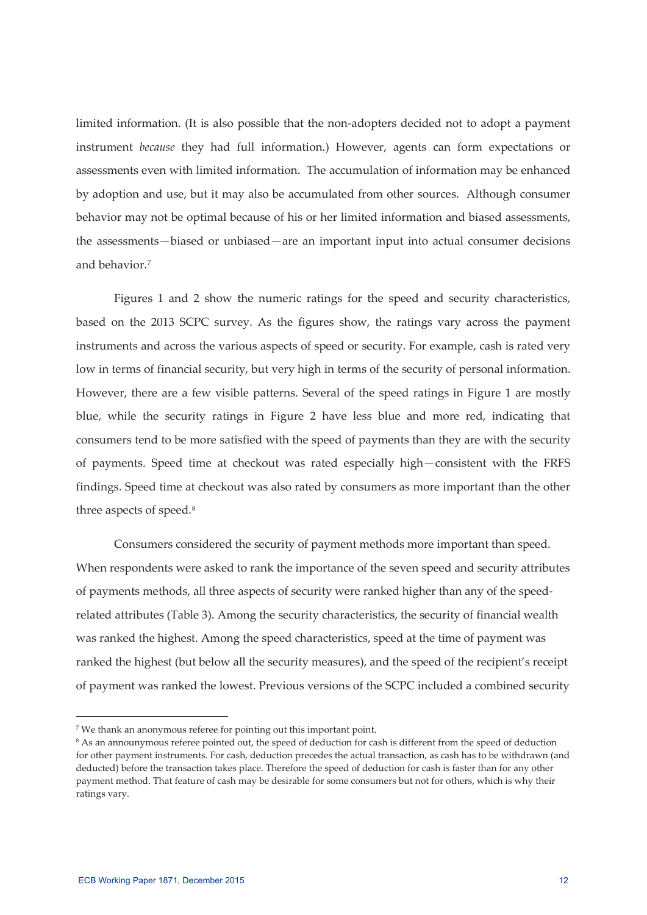limited information. (It is also possible that the non-adopters decided not to adopt a payment instrument *because* they had full information.) However, agents can form expectations or assessments even with limited information. The accumulation of information may be enhanced by adoption and use, but it may also be accumulated from other sources. Although consumer behavior may not be optimal because of his or her limited information and biased assessments, the assessments—biased or unbiased—are an important input into actual consumer decisions and behavior.[7]

Figures 1 and 2 show the numeric ratings for the speed and security characteristics, based on the 2013 SCPC survey. As the figures show, the ratings vary across the payment instruments and across the various aspects of speed or security. For example, cash is rated very low in terms of financial security, but very high in terms of the security of personal information. However, there are a few visible patterns. Several of the speed ratings in Figure 1 are mostly blue, while the security ratings in Figure 2 have less blue and more red, indicating that consumers tend to be more satisfied with the speed of payments than they are with the security of payments. Speed time at checkout was rated especially high—consistent with the FRFS findings. Speed time at checkout was also rated by consumers as more important than the other three aspects of speed.[8]

Consumers considered the security of payment methods more important than speed. When respondents were asked to rank the importance of the seven speed and security attributes of payments methods, all three aspects of security were ranked higher than any of the speed-related attributes (Table 3). Among the security characteristics, the security of financial wealth was ranked the highest. Among the speed characteristics, speed at the time of payment was ranked the highest (but below all the security measures), and the speed of the recipient's receipt of payment was ranked the lowest. Previous versions of the SCPC included a combined security

[7] We thank an anonymous referee for pointing out this important point.

[8] As an announymous referee pointed out, the speed of deduction for cash is different from the speed of deduction for other payment instruments. For cash, deduction precedes the actual transaction, as cash has to be withdrawn (and deducted) before the transaction takes place. Therefore the speed of deduction for cash is faster than for any other payment method. That feature of cash may be desirable for some consumers but not for others, which is why their ratings vary.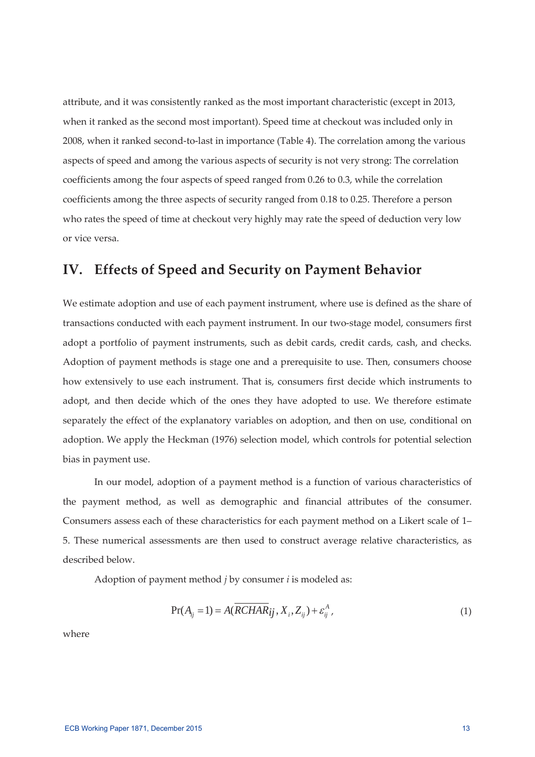attribute, and it was consistently ranked as the most important characteristic (except in 2013, when it ranked as the second most important). Speed time at checkout was included only in 2008, when it ranked second-to-last in importance (Table 4). The correlation among the various aspects of speed and among the various aspects of security is not very strong: The correlation coefficients among the four aspects of speed ranged from 0.26 to 0.3, while the correlation coefficients among the three aspects of security ranged from 0.18 to 0.25. Therefore a person who rates the speed of time at checkout very highly may rate the speed of deduction very low or vice versa.

## IV. Effects of Speed and Security on Payment Behavior

We estimate adoption and use of each payment instrument, where use is defined as the share of transactions conducted with each payment instrument. In our two-stage model, consumers first adopt a portfolio of payment instruments, such as debit cards, credit cards, cash, and checks. Adoption of payment methods is stage one and a prerequisite to use. Then, consumers choose how extensively to use each instrument. That is, consumers first decide which instruments to adopt, and then decide which of the ones they have adopted to use. We therefore estimate separately the effect of the explanatory variables on adoption, and then on use, conditional on adoption. We apply the Heckman (1976) selection model, which controls for potential selection bias in payment use.

In our model, adoption of a payment method is a function of various characteristics of the payment method, as well as demographic and financial attributes of the consumer. Consumers assess each of these characteristics for each payment method on a Likert scale of 1–5. These numerical assessments are then used to construct average relative characteristics, as described below.

Adoption of payment method $j$ by consumer $i$ is modeled as:

$$\Pr(A_{ij} = 1) = A(\overline{RCHAR}_{ij}, X_i, Z_{ij}) + \varepsilon_{ij}^{A}, \tag{1}$$

where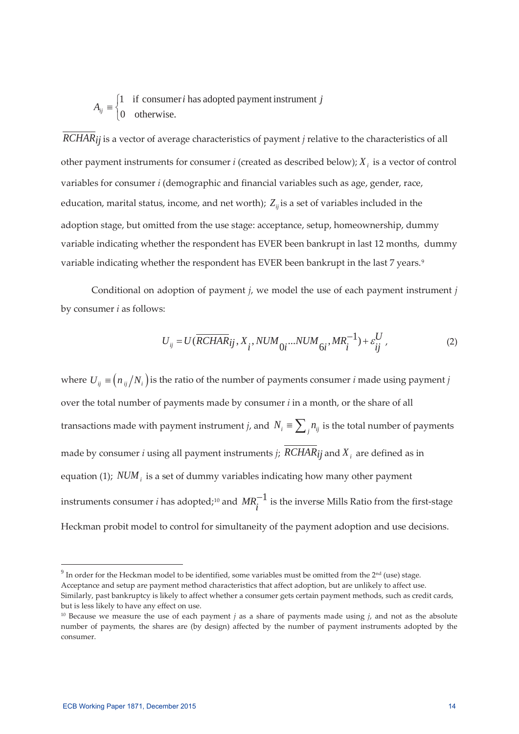$$A_{ij} \equiv \begin{cases} 1 & \text{if consumer } i \text{ has adopted payment instrument } j \\ 0 & \text{otherwise.} \end{cases}$$

$\overline{RCHAR}_{ij}$ is a vector of average characteristics of payment *j* relative to the characteristics of all other payment instruments for consumer *i* (created as described below); $X_i$ is a vector of control variables for consumer *i* (demographic and financial variables such as age, gender, race, education, marital status, income, and net worth); $Z_{ij}$ is a set of variables included in the adoption stage, but omitted from the use stage: acceptance, setup, homeownership, dummy variable indicating whether the respondent has EVER been bankrupt in last 12 months, dummy variable indicating whether the respondent has EVER been bankrupt in the last 7 years.[9]

Conditional on adoption of payment *j*, we model the use of each payment instrument *j* by consumer *i* as follows:

$$U_{ij} = U(\overline{RCHAR}_{ij}, X_i, NUM_{0i} \ldots NUM_{6i}, MR_i^{-1}) + \varepsilon_{ij}^{U}, \tag{2}$$

where $U_{ij} \equiv (n_{ij}/N_i)$ is the ratio of the number of payments consumer *i* made using payment *j* over the total number of payments made by consumer *i* in a month, or the share of all transactions made with payment instrument *j*, and $N_i \equiv \sum_j n_{ij}$ is the total number of payments made by consumer *i* using all payment instruments *j*; $\overline{RCHAR}_{ij}$ and $X_i$ are defined as in equation (1); $NUM_i$ is a set of dummy variables indicating how many other payment instruments consumer *i* has adopted;[10] and $MR_i^{-1}$ is the inverse Mills Ratio from the first-stage Heckman probit model to control for simultaneity of the payment adoption and use decisions.

---

[9] In order for the Heckman model to be identified, some variables must be omitted from the 2nd (use) stage. Acceptance and setup are payment method characteristics that affect adoption, but are unlikely to affect use. Similarly, past bankruptcy is likely to affect whether a consumer gets certain payment methods, such as credit cards, but is less likely to have any effect on use.

[10] Because we measure the use of each payment *j* as a share of payments made using *j*, and not as the absolute number of payments, the shares are (by design) affected by the number of payment instruments adopted by the consumer.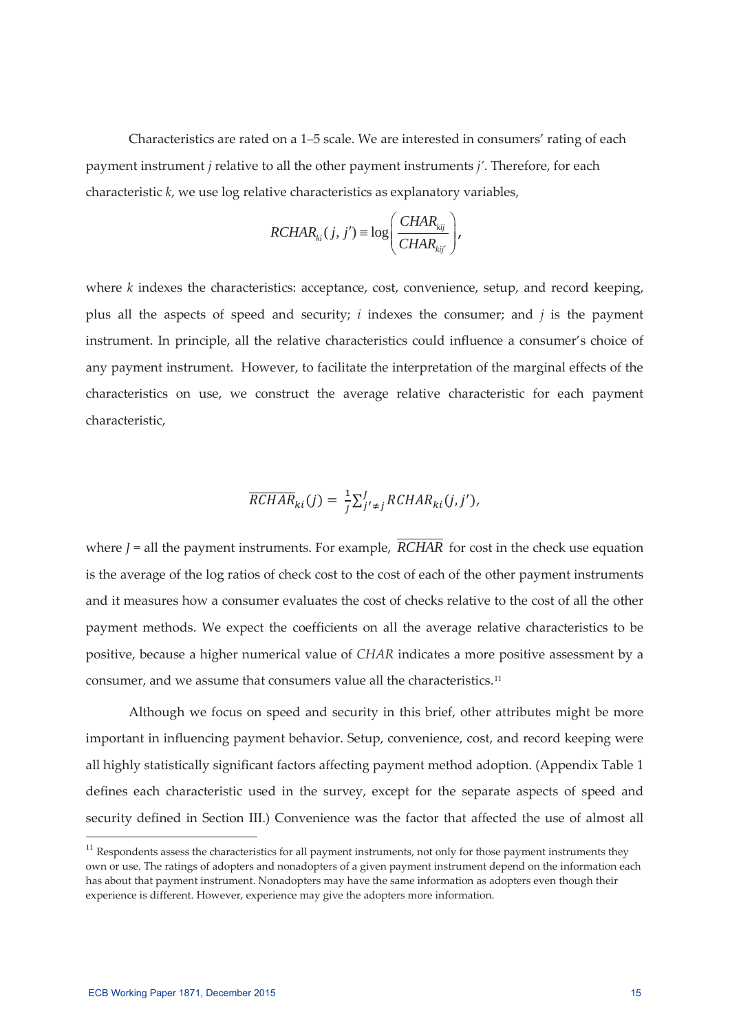Characteristics are rated on a 1–5 scale. We are interested in consumers' rating of each payment instrument $j$ relative to all the other payment instruments $j'$. Therefore, for each characteristic $k$, we use log relative characteristics as explanatory variables,

$$RCHAR_{ki}(j, j') \equiv \log\left(\frac{CHAR_{kij}}{CHAR_{kij'}}\right),$$

where $k$ indexes the characteristics: acceptance, cost, convenience, setup, and record keeping, plus all the aspects of speed and security; $i$ indexes the consumer; and $j$ is the payment instrument. In principle, all the relative characteristics could influence a consumer's choice of any payment instrument. However, to facilitate the interpretation of the marginal effects of the characteristics on use, we construct the average relative characteristic for each payment characteristic,

$$\overline{RCHAR}_{ki}(j) = \frac{1}{J}\sum_{j' \neq j}^{J} RCHAR_{ki}(j, j'),$$

where $J$ = all the payment instruments. For example, $\overline{RCHAR}$ for cost in the check use equation is the average of the log ratios of check cost to the cost of each of the other payment instruments and it measures how a consumer evaluates the cost of checks relative to the cost of all the other payment methods. We expect the coefficients on all the average relative characteristics to be positive, because a higher numerical value of *CHAR* indicates a more positive assessment by a consumer, and we assume that consumers value all the characteristics.[11]

Although we focus on speed and security in this brief, other attributes might be more important in influencing payment behavior. Setup, convenience, cost, and record keeping were all highly statistically significant factors affecting payment method adoption. (Appendix Table 1 defines each characteristic used in the survey, except for the separate aspects of speed and security defined in Section III.) Convenience was the factor that affected the use of almost all

[11] Respondents assess the characteristics for all payment instruments, not only for those payment instruments they own or use. The ratings of adopters and nonadopters of a given payment instrument depend on the information each has about that payment instrument. Nonadopters may have the same information as adopters even though their experience is different. However, experience may give the adopters more information.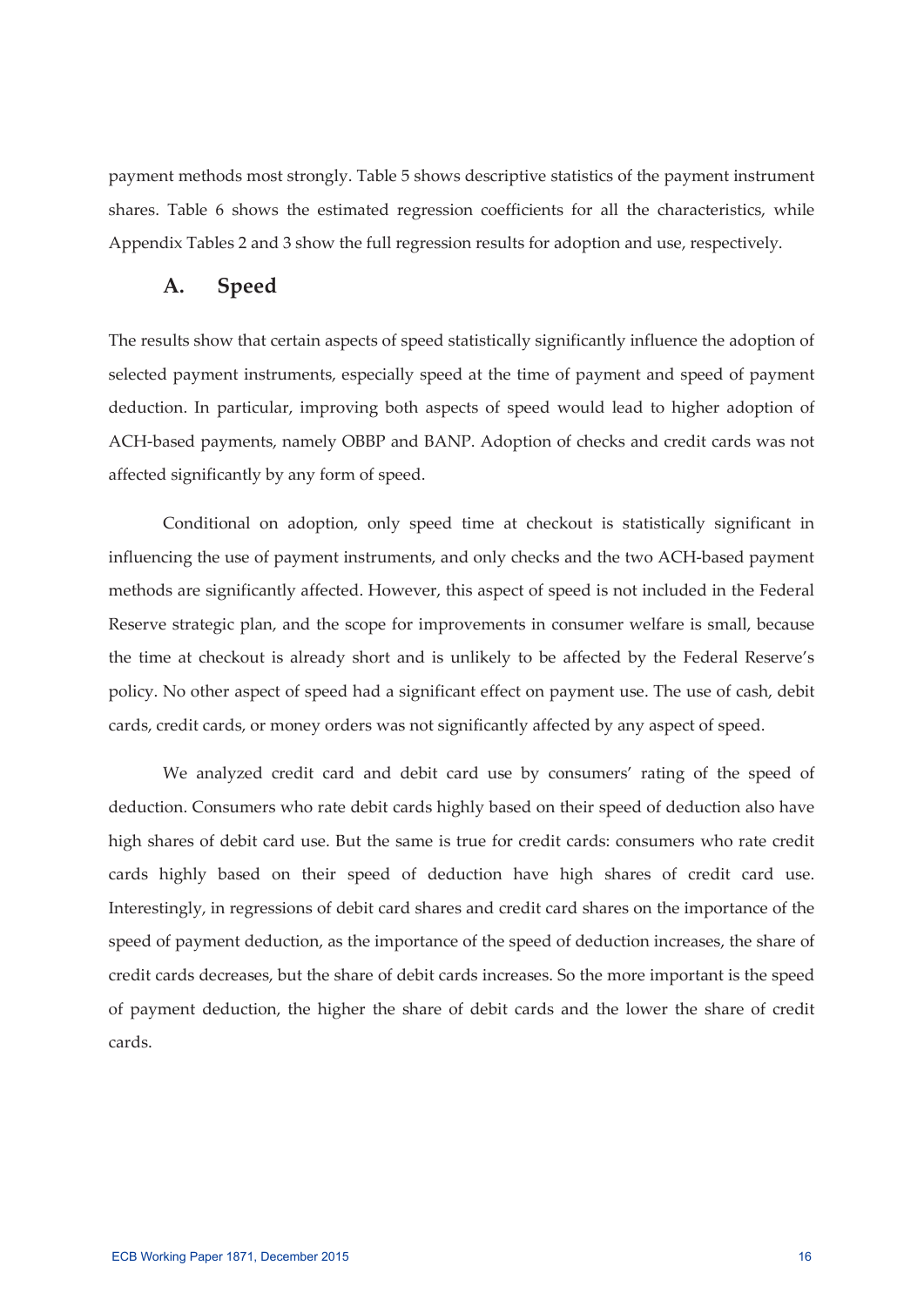payment methods most strongly. Table 5 shows descriptive statistics of the payment instrument shares. Table 6 shows the estimated regression coefficients for all the characteristics, while Appendix Tables 2 and 3 show the full regression results for adoption and use, respectively.

## A. Speed

The results show that certain aspects of speed statistically significantly influence the adoption of selected payment instruments, especially speed at the time of payment and speed of payment deduction. In particular, improving both aspects of speed would lead to higher adoption of ACH-based payments, namely OBBP and BANP. Adoption of checks and credit cards was not affected significantly by any form of speed.

Conditional on adoption, only speed time at checkout is statistically significant in influencing the use of payment instruments, and only checks and the two ACH-based payment methods are significantly affected. However, this aspect of speed is not included in the Federal Reserve strategic plan, and the scope for improvements in consumer welfare is small, because the time at checkout is already short and is unlikely to be affected by the Federal Reserve's policy. No other aspect of speed had a significant effect on payment use. The use of cash, debit cards, credit cards, or money orders was not significantly affected by any aspect of speed.

We analyzed credit card and debit card use by consumers' rating of the speed of deduction. Consumers who rate debit cards highly based on their speed of deduction also have high shares of debit card use. But the same is true for credit cards: consumers who rate credit cards highly based on their speed of deduction have high shares of credit card use. Interestingly, in regressions of debit card shares and credit card shares on the importance of the speed of payment deduction, as the importance of the speed of deduction increases, the share of credit cards decreases, but the share of debit cards increases. So the more important is the speed of payment deduction, the higher the share of debit cards and the lower the share of credit cards.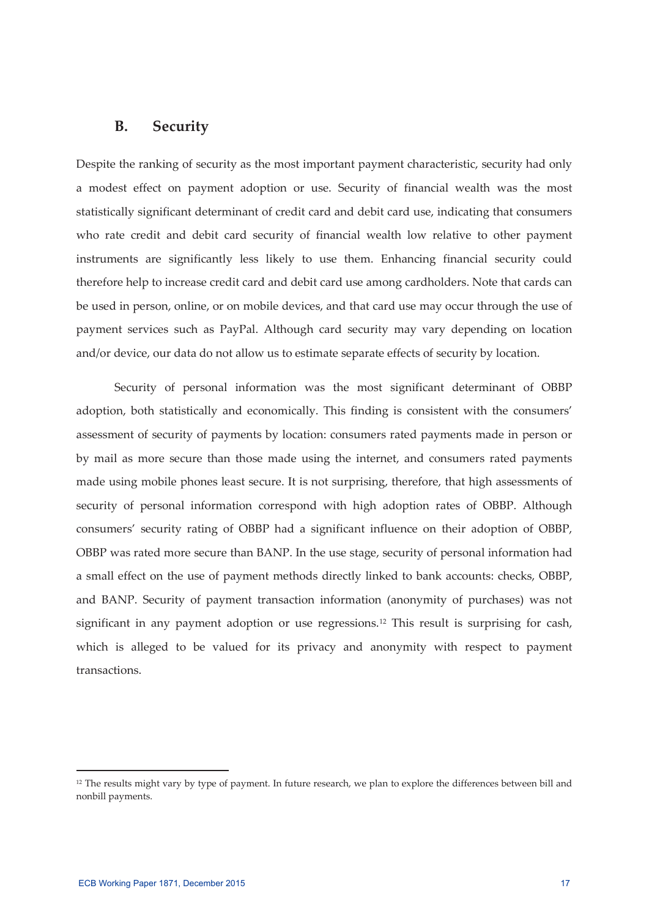## B. Security

Despite the ranking of security as the most important payment characteristic, security had only a modest effect on payment adoption or use. Security of financial wealth was the most statistically significant determinant of credit card and debit card use, indicating that consumers who rate credit and debit card security of financial wealth low relative to other payment instruments are significantly less likely to use them. Enhancing financial security could therefore help to increase credit card and debit card use among cardholders. Note that cards can be used in person, online, or on mobile devices, and that card use may occur through the use of payment services such as PayPal. Although card security may vary depending on location and/or device, our data do not allow us to estimate separate effects of security by location.

Security of personal information was the most significant determinant of OBBP adoption, both statistically and economically. This finding is consistent with the consumers' assessment of security of payments by location: consumers rated payments made in person or by mail as more secure than those made using the internet, and consumers rated payments made using mobile phones least secure. It is not surprising, therefore, that high assessments of security of personal information correspond with high adoption rates of OBBP. Although consumers' security rating of OBBP had a significant influence on their adoption of OBBP, OBBP was rated more secure than BANP. In the use stage, security of personal information had a small effect on the use of payment methods directly linked to bank accounts: checks, OBBP, and BANP. Security of payment transaction information (anonymity of purchases) was not significant in any payment adoption or use regressions.[12] This result is surprising for cash, which is alleged to be valued for its privacy and anonymity with respect to payment transactions.

[12] The results might vary by type of payment. In future research, we plan to explore the differences between bill and nonbill payments.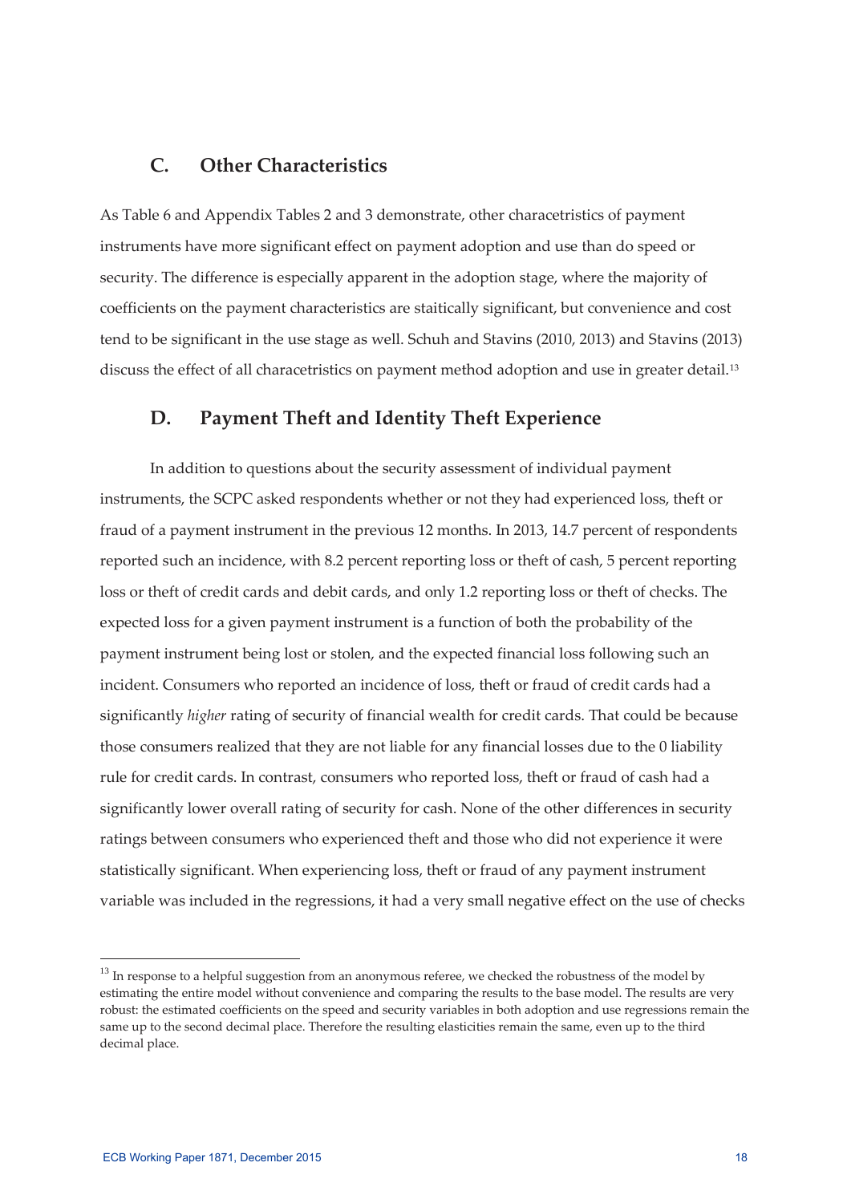## C. Other Characteristics

As Table 6 and Appendix Tables 2 and 3 demonstrate, other characetristics of payment instruments have more significant effect on payment adoption and use than do speed or security. The difference is especially apparent in the adoption stage, where the majority of coefficients on the payment characteristics are staitically significant, but convenience and cost tend to be significant in the use stage as well. Schuh and Stavins (2010, 2013) and Stavins (2013) discuss the effect of all characetristics on payment method adoption and use in greater detail.[13]

## D. Payment Theft and Identity Theft Experience

In addition to questions about the security assessment of individual payment instruments, the SCPC asked respondents whether or not they had experienced loss, theft or fraud of a payment instrument in the previous 12 months. In 2013, 14.7 percent of respondents reported such an incidence, with 8.2 percent reporting loss or theft of cash, 5 percent reporting loss or theft of credit cards and debit cards, and only 1.2 reporting loss or theft of checks. The expected loss for a given payment instrument is a function of both the probability of the payment instrument being lost or stolen, and the expected financial loss following such an incident. Consumers who reported an incidence of loss, theft or fraud of credit cards had a significantly *higher* rating of security of financial wealth for credit cards. That could be because those consumers realized that they are not liable for any financial losses due to the 0 liability rule for credit cards. In contrast, consumers who reported loss, theft or fraud of cash had a significantly lower overall rating of security for cash. None of the other differences in security ratings between consumers who experienced theft and those who did not experience it were statistically significant. When experiencing loss, theft or fraud of any payment instrument variable was included in the regressions, it had a very small negative effect on the use of checks

[13] In response to a helpful suggestion from an anonymous referee, we checked the robustness of the model by estimating the entire model without convenience and comparing the results to the base model. The results are very robust: the estimated coefficients on the speed and security variables in both adoption and use regressions remain the same up to the second decimal place. Therefore the resulting elasticities remain the same, even up to the third decimal place.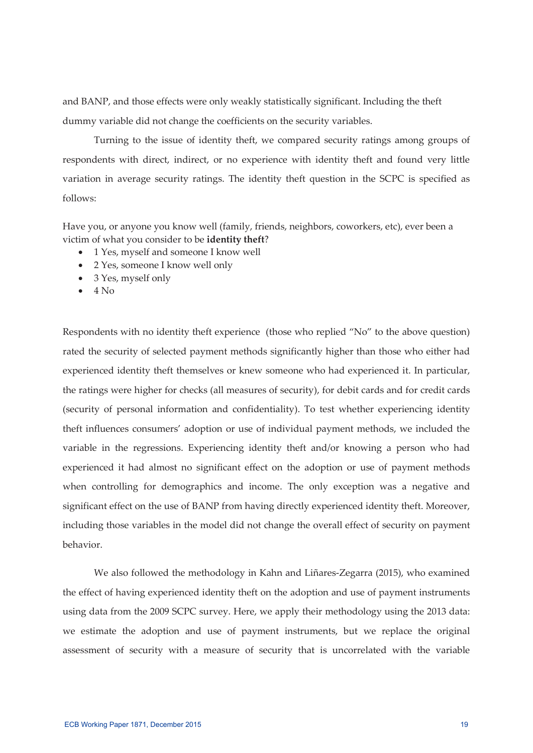and BANP, and those effects were only weakly statistically significant. Including the theft dummy variable did not change the coefficients on the security variables.

Turning to the issue of identity theft, we compared security ratings among groups of respondents with direct, indirect, or no experience with identity theft and found very little variation in average security ratings. The identity theft question in the SCPC is specified as follows:

Have you, or anyone you know well (family, friends, neighbors, coworkers, etc), ever been a victim of what you consider to be **identity theft**?

- 1 Yes, myself and someone I know well
- 2 Yes, someone I know well only
- 3 Yes, myself only
- 4 No

Respondents with no identity theft experience (those who replied "No" to the above question) rated the security of selected payment methods significantly higher than those who either had experienced identity theft themselves or knew someone who had experienced it. In particular, the ratings were higher for checks (all measures of security), for debit cards and for credit cards (security of personal information and confidentiality). To test whether experiencing identity theft influences consumers' adoption or use of individual payment methods, we included the variable in the regressions. Experiencing identity theft and/or knowing a person who had experienced it had almost no significant effect on the adoption or use of payment methods when controlling for demographics and income. The only exception was a negative and significant effect on the use of BANP from having directly experienced identity theft. Moreover, including those variables in the model did not change the overall effect of security on payment behavior.

We also followed the methodology in Kahn and Liñares-Zegarra (2015), who examined the effect of having experienced identity theft on the adoption and use of payment instruments using data from the 2009 SCPC survey. Here, we apply their methodology using the 2013 data: we estimate the adoption and use of payment instruments, but we replace the original assessment of security with a measure of security that is uncorrelated with the variable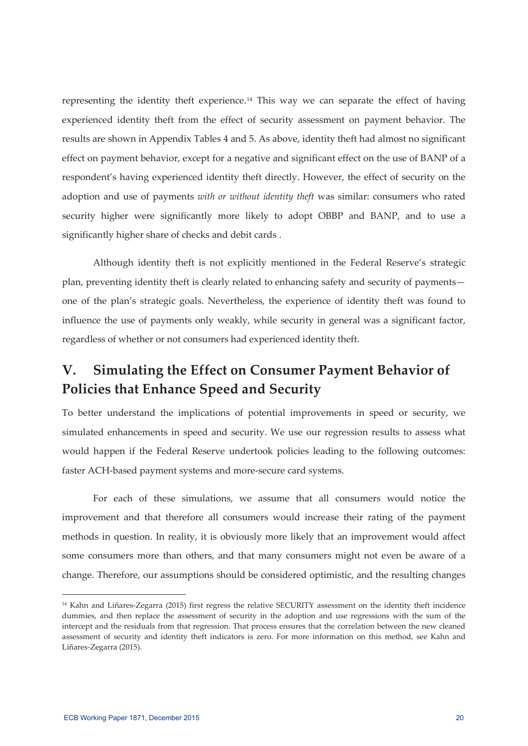representing the identity theft experience.[14] This way we can separate the effect of having experienced identity theft from the effect of security assessment on payment behavior. The results are shown in Appendix Tables 4 and 5. As above, identity theft had almost no significant effect on payment behavior, except for a negative and significant effect on the use of BANP of a respondent's having experienced identity theft directly. However, the effect of security on the adoption and use of payments *with or without identity theft* was similar: consumers who rated security higher were significantly more likely to adopt OBBP and BANP, and to use a significantly higher share of checks and debit cards .

Although identity theft is not explicitly mentioned in the Federal Reserve's strategic plan, preventing identity theft is clearly related to enhancing safety and security of payments—one of the plan's strategic goals. Nevertheless, the experience of identity theft was found to influence the use of payments only weakly, while security in general was a significant factor, regardless of whether or not consumers had experienced identity theft.

## V. Simulating the Effect on Consumer Payment Behavior of Policies that Enhance Speed and Security

To better understand the implications of potential improvements in speed or security, we simulated enhancements in speed and security. We use our regression results to assess what would happen if the Federal Reserve undertook policies leading to the following outcomes: faster ACH-based payment systems and more-secure card systems.

For each of these simulations, we assume that all consumers would notice the improvement and that therefore all consumers would increase their rating of the payment methods in question. In reality, it is obviously more likely that an improvement would affect some consumers more than others, and that many consumers might not even be aware of a change. Therefore, our assumptions should be considered optimistic, and the resulting changes

[14] Kahn and Liñares-Zegarra (2015) first regress the relative SECURITY assessment on the identity theft incidence dummies, and then replace the assessment of security in the adoption and use regressions with the sum of the intercept and the residuals from that regression. That process ensures that the correlation between the new cleaned assessment of security and identity theft indicators is zero. For more information on this method, see Kahn and Liñares-Zegarra (2015).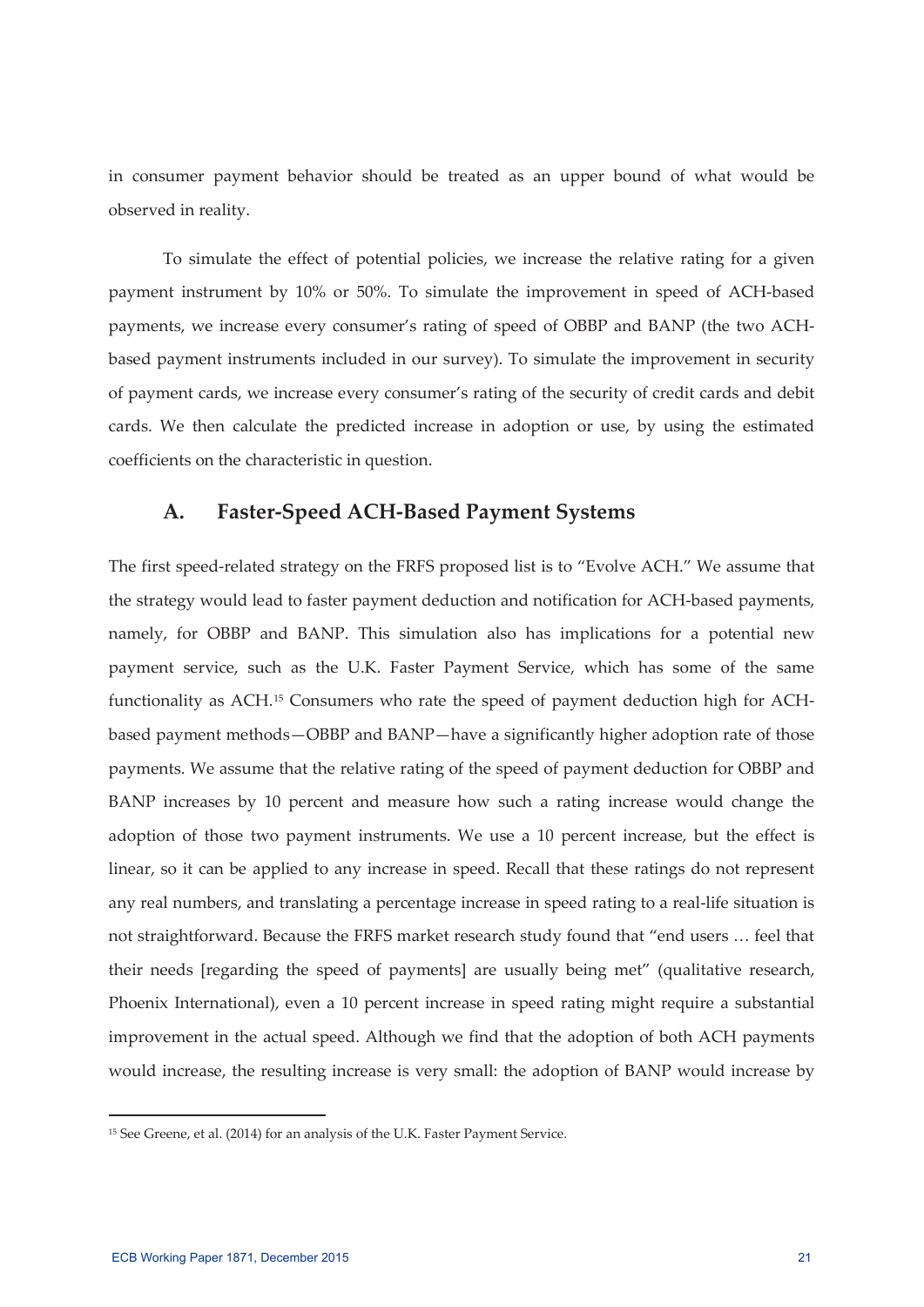in consumer payment behavior should be treated as an upper bound of what would be observed in reality.

To simulate the effect of potential policies, we increase the relative rating for a given payment instrument by 10% or 50%. To simulate the improvement in speed of ACH-based payments, we increase every consumer's rating of speed of OBBP and BANP (the two ACH-based payment instruments included in our survey). To simulate the improvement in security of payment cards, we increase every consumer's rating of the security of credit cards and debit cards. We then calculate the predicted increase in adoption or use, by using the estimated coefficients on the characteristic in question.

## A. Faster-Speed ACH-Based Payment Systems

The first speed-related strategy on the FRFS proposed list is to "Evolve ACH." We assume that the strategy would lead to faster payment deduction and notification for ACH-based payments, namely, for OBBP and BANP. This simulation also has implications for a potential new payment service, such as the U.K. Faster Payment Service, which has some of the same functionality as ACH.[15] Consumers who rate the speed of payment deduction high for ACH-based payment methods—OBBP and BANP—have a significantly higher adoption rate of those payments. We assume that the relative rating of the speed of payment deduction for OBBP and BANP increases by 10 percent and measure how such a rating increase would change the adoption of those two payment instruments. We use a 10 percent increase, but the effect is linear, so it can be applied to any increase in speed. Recall that these ratings do not represent any real numbers, and translating a percentage increase in speed rating to a real-life situation is not straightforward. Because the FRFS market research study found that "end users … feel that their needs [regarding the speed of payments] are usually being met" (qualitative research, Phoenix International), even a 10 percent increase in speed rating might require a substantial improvement in the actual speed. Although we find that the adoption of both ACH payments would increase, the resulting increase is very small: the adoption of BANP would increase by

[15] See Greene, et al. (2014) for an analysis of the U.K. Faster Payment Service.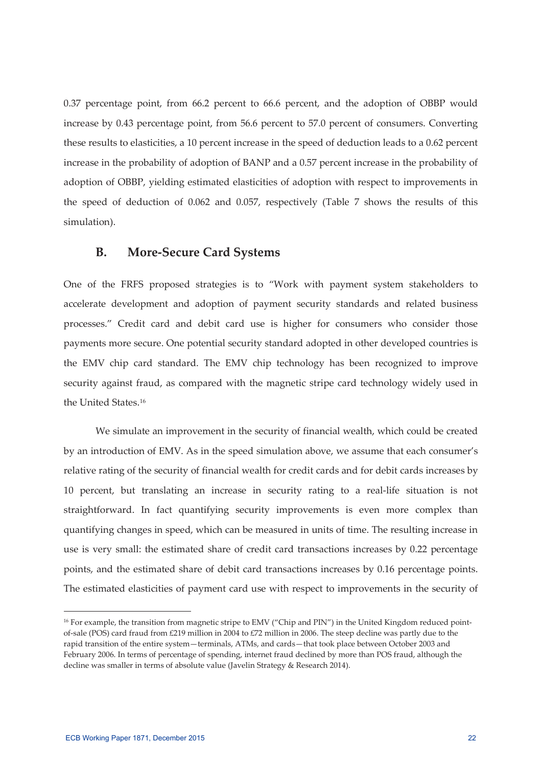0.37 percentage point, from 66.2 percent to 66.6 percent, and the adoption of OBBP would increase by 0.43 percentage point, from 56.6 percent to 57.0 percent of consumers. Converting these results to elasticities, a 10 percent increase in the speed of deduction leads to a 0.62 percent increase in the probability of adoption of BANP and a 0.57 percent increase in the probability of adoption of OBBP, yielding estimated elasticities of adoption with respect to improvements in the speed of deduction of 0.062 and 0.057, respectively (Table 7 shows the results of this simulation).

## B. More-Secure Card Systems

One of the FRFS proposed strategies is to "Work with payment system stakeholders to accelerate development and adoption of payment security standards and related business processes." Credit card and debit card use is higher for consumers who consider those payments more secure. One potential security standard adopted in other developed countries is the EMV chip card standard. The EMV chip technology has been recognized to improve security against fraud, as compared with the magnetic stripe card technology widely used in the United States.[16]

We simulate an improvement in the security of financial wealth, which could be created by an introduction of EMV. As in the speed simulation above, we assume that each consumer's relative rating of the security of financial wealth for credit cards and for debit cards increases by 10 percent, but translating an increase in security rating to a real-life situation is not straightforward. In fact quantifying security improvements is even more complex than quantifying changes in speed, which can be measured in units of time. The resulting increase in use is very small: the estimated share of credit card transactions increases by 0.22 percentage points, and the estimated share of debit card transactions increases by 0.16 percentage points. The estimated elasticities of payment card use with respect to improvements in the security of

[16] For example, the transition from magnetic stripe to EMV ("Chip and PIN") in the United Kingdom reduced point-of-sale (POS) card fraud from £219 million in 2004 to £72 million in 2006. The steep decline was partly due to the rapid transition of the entire system—terminals, ATMs, and cards—that took place between October 2003 and February 2006. In terms of percentage of spending, internet fraud declined by more than POS fraud, although the decline was smaller in terms of absolute value (Javelin Strategy & Research 2014).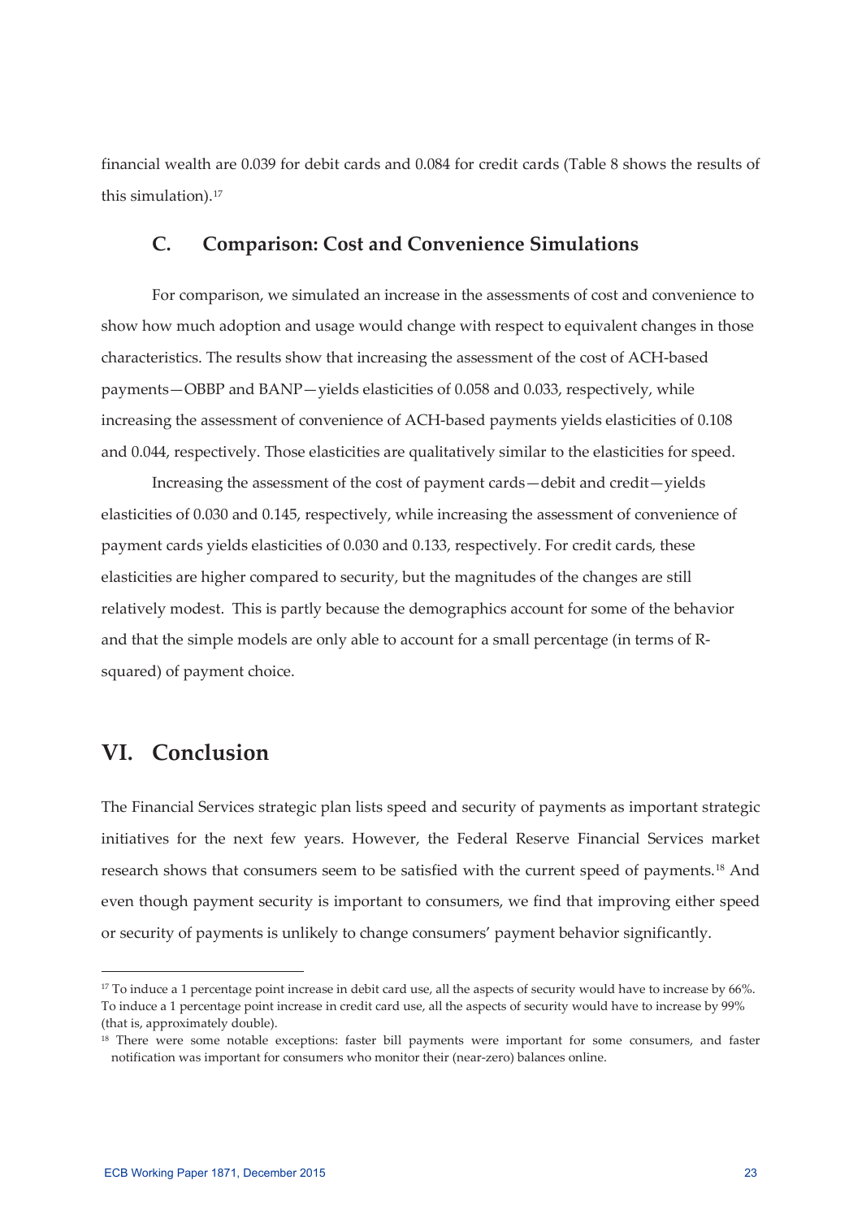financial wealth are 0.039 for debit cards and 0.084 for credit cards (Table 8 shows the results of this simulation).[17]

### C. Comparison: Cost and Convenience Simulations

For comparison, we simulated an increase in the assessments of cost and convenience to show how much adoption and usage would change with respect to equivalent changes in those characteristics. The results show that increasing the assessment of the cost of ACH-based payments—OBBP and BANP—yields elasticities of 0.058 and 0.033, respectively, while increasing the assessment of convenience of ACH-based payments yields elasticities of 0.108 and 0.044, respectively. Those elasticities are qualitatively similar to the elasticities for speed.

Increasing the assessment of the cost of payment cards—debit and credit—yields elasticities of 0.030 and 0.145, respectively, while increasing the assessment of convenience of payment cards yields elasticities of 0.030 and 0.133, respectively. For credit cards, these elasticities are higher compared to security, but the magnitudes of the changes are still relatively modest. This is partly because the demographics account for some of the behavior and that the simple models are only able to account for a small percentage (in terms of R-squared) of payment choice.

## VI. Conclusion

The Financial Services strategic plan lists speed and security of payments as important strategic initiatives for the next few years. However, the Federal Reserve Financial Services market research shows that consumers seem to be satisfied with the current speed of payments.[18] And even though payment security is important to consumers, we find that improving either speed or security of payments is unlikely to change consumers' payment behavior significantly.

---

[17] To induce a 1 percentage point increase in debit card use, all the aspects of security would have to increase by 66%. To induce a 1 percentage point increase in credit card use, all the aspects of security would have to increase by 99% (that is, approximately double).

[18] There were some notable exceptions: faster bill payments were important for some consumers, and faster notification was important for consumers who monitor their (near-zero) balances online.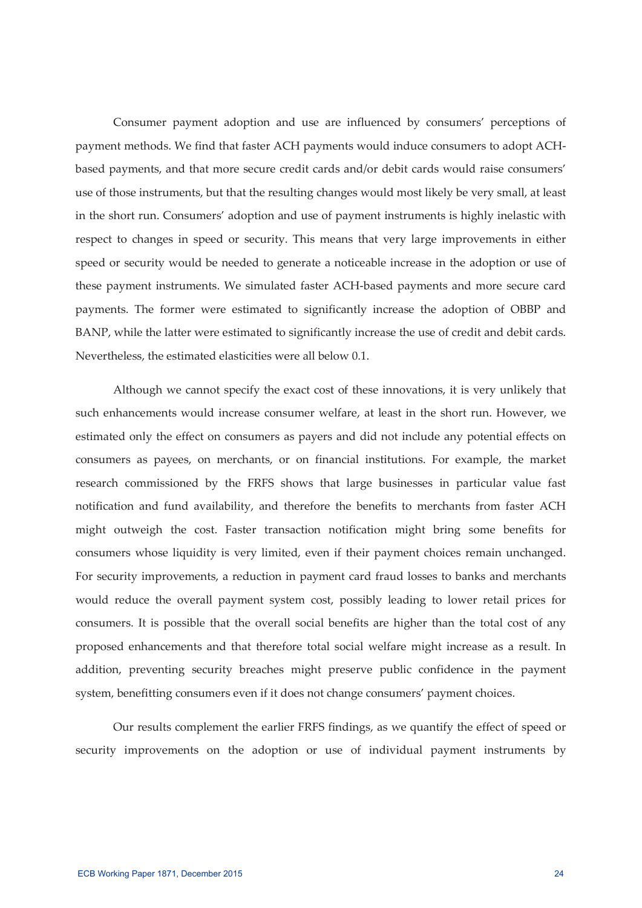Consumer payment adoption and use are influenced by consumers' perceptions of payment methods. We find that faster ACH payments would induce consumers to adopt ACH-based payments, and that more secure credit cards and/or debit cards would raise consumers' use of those instruments, but that the resulting changes would most likely be very small, at least in the short run. Consumers' adoption and use of payment instruments is highly inelastic with respect to changes in speed or security. This means that very large improvements in either speed or security would be needed to generate a noticeable increase in the adoption or use of these payment instruments. We simulated faster ACH-based payments and more secure card payments. The former were estimated to significantly increase the adoption of OBBP and BANP, while the latter were estimated to significantly increase the use of credit and debit cards. Nevertheless, the estimated elasticities were all below 0.1.

Although we cannot specify the exact cost of these innovations, it is very unlikely that such enhancements would increase consumer welfare, at least in the short run. However, we estimated only the effect on consumers as payers and did not include any potential effects on consumers as payees, on merchants, or on financial institutions. For example, the market research commissioned by the FRFS shows that large businesses in particular value fast notification and fund availability, and therefore the benefits to merchants from faster ACH might outweigh the cost. Faster transaction notification might bring some benefits for consumers whose liquidity is very limited, even if their payment choices remain unchanged. For security improvements, a reduction in payment card fraud losses to banks and merchants would reduce the overall payment system cost, possibly leading to lower retail prices for consumers. It is possible that the overall social benefits are higher than the total cost of any proposed enhancements and that therefore total social welfare might increase as a result. In addition, preventing security breaches might preserve public confidence in the payment system, benefitting consumers even if it does not change consumers' payment choices.

Our results complement the earlier FRFS findings, as we quantify the effect of speed or security improvements on the adoption or use of individual payment instruments by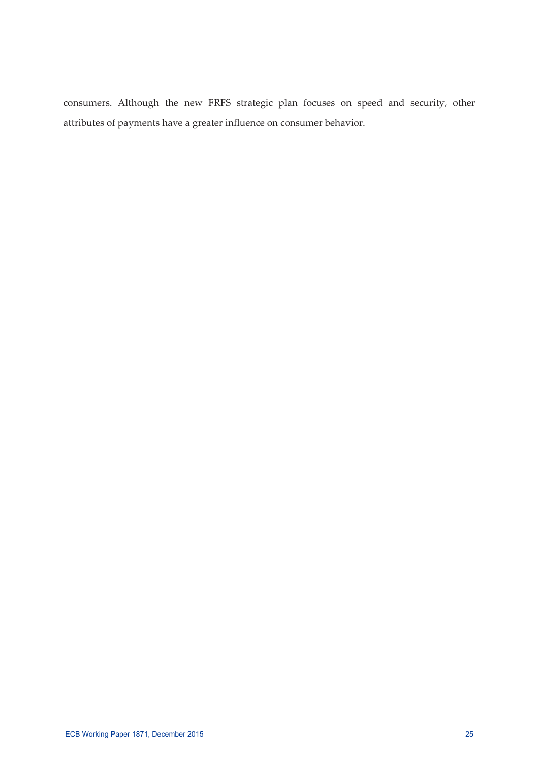consumers. Although the new FRFS strategic plan focuses on speed and security, other attributes of payments have a greater influence on consumer behavior.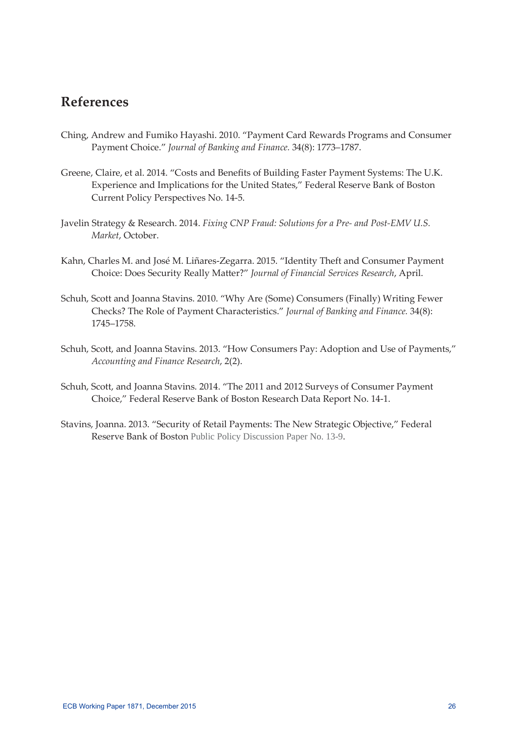## References

Ching, Andrew and Fumiko Hayashi. 2010. "Payment Card Rewards Programs and Consumer Payment Choice." *Journal of Banking and Finance.* 34(8): 1773–1787.

Greene, Claire, et al. 2014. "Costs and Benefits of Building Faster Payment Systems: The U.K. Experience and Implications for the United States," Federal Reserve Bank of Boston Current Policy Perspectives No. 14-5.

Javelin Strategy & Research. 2014. *Fixing CNP Fraud: Solutions for a Pre- and Post-EMV U.S. Market*, October.

Kahn, Charles M. and José M. Liñares-Zegarra. 2015. "Identity Theft and Consumer Payment Choice: Does Security Really Matter?" *Journal of Financial Services Research*, April.

Schuh, Scott and Joanna Stavins. 2010. "Why Are (Some) Consumers (Finally) Writing Fewer Checks? The Role of Payment Characteristics." *Journal of Banking and Finance.* 34(8): 1745–1758.

Schuh, Scott, and Joanna Stavins. 2013. "How Consumers Pay: Adoption and Use of Payments," *Accounting and Finance Research*, 2(2).

Schuh, Scott, and Joanna Stavins. 2014. "The 2011 and 2012 Surveys of Consumer Payment Choice," Federal Reserve Bank of Boston Research Data Report No. 14-1.

Stavins, Joanna. 2013. "Security of Retail Payments: The New Strategic Objective," Federal Reserve Bank of Boston Public Policy Discussion Paper No. 13-9.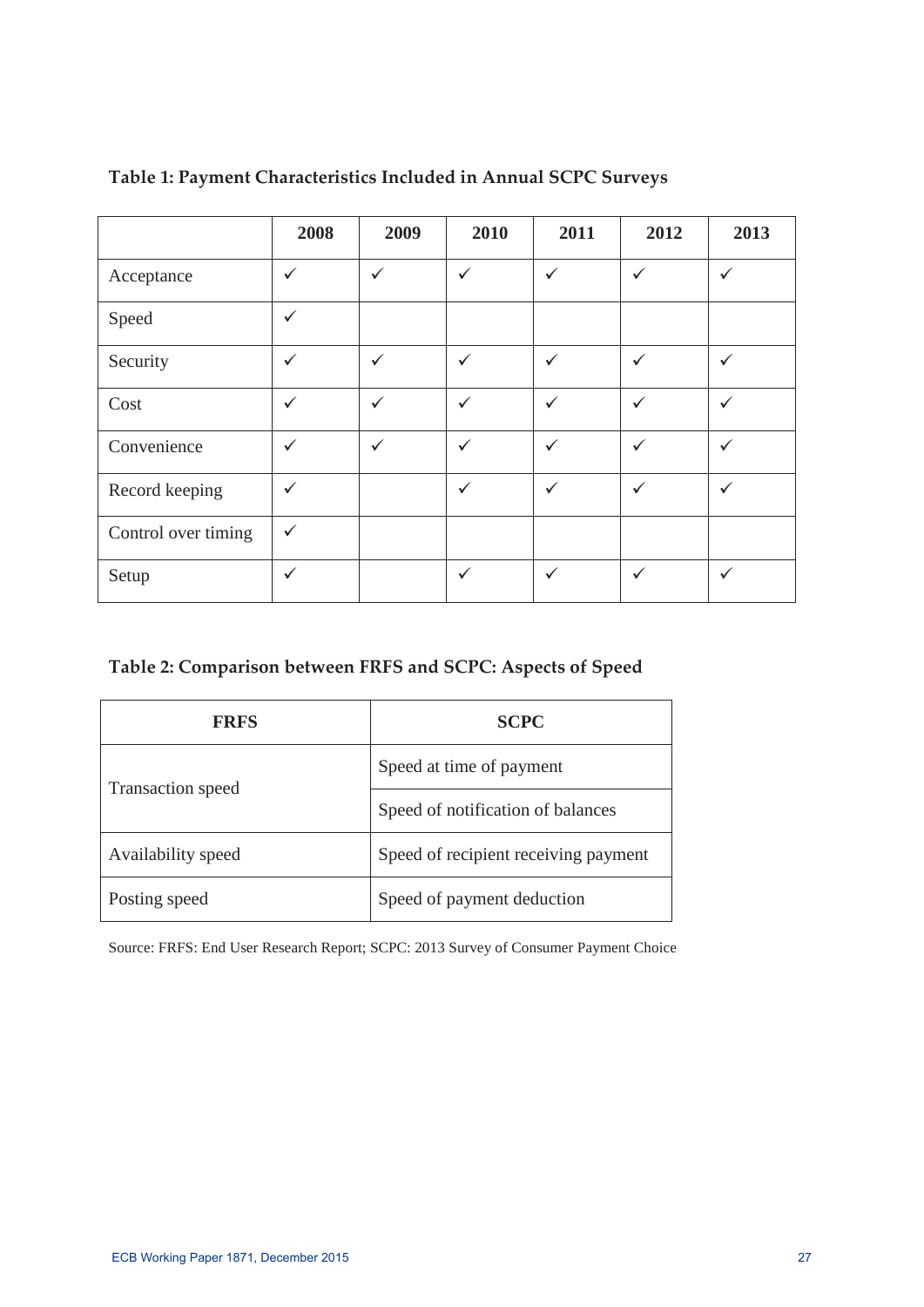**Table 1: Payment Characteristics Included in Annual SCPC Surveys**

| | 2008 | 2009 | 2010 | 2011 | 2012 | 2013 |
|---|---|---|---|---|---|---|
| Acceptance | ✓ | ✓ | ✓ | ✓ | ✓ | ✓ |
| Speed | ✓ | | | | | |
| Security | ✓ | ✓ | ✓ | ✓ | ✓ | ✓ |
| Cost | ✓ | ✓ | ✓ | ✓ | ✓ | ✓ |
| Convenience | ✓ | ✓ | ✓ | ✓ | ✓ | ✓ |
| Record keeping | ✓ | | ✓ | ✓ | ✓ | ✓ |
| Control over timing | ✓ | | | | | |
| Setup | ✓ | | ✓ | ✓ | ✓ | ✓ |

**Table 2: Comparison between FRFS and SCPC: Aspects of Speed**

| FRFS | SCPC |
|---|---|
| Transaction speed | Speed at time of payment |
| | Speed of notification of balances |
| Availability speed | Speed of recipient receiving payment |
| Posting speed | Speed of payment deduction |

Source: FRFS: End User Research Report; SCPC: 2013 Survey of Consumer Payment Choice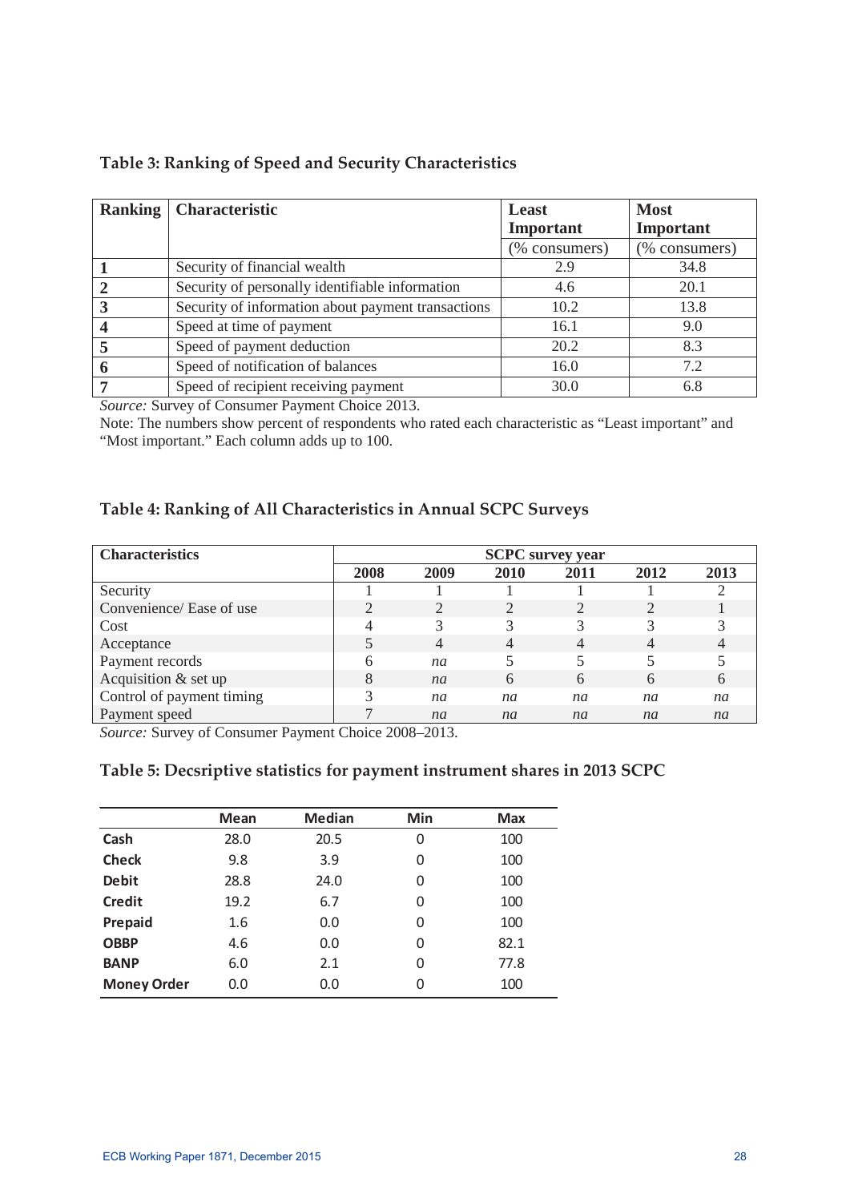**Table 3: Ranking of Speed and Security Characteristics**

| Ranking | Characteristic | Least Important (% consumers) | Most Important (% consumers) |
|---|---|---|---|
| **1** | Security of financial wealth | 2.9 | 34.8 |
| **2** | Security of personally identifiable information | 4.6 | 20.1 |
| **3** | Security of information about payment transactions | 10.2 | 13.8 |
| **4** | Speed at time of payment | 16.1 | 9.0 |
| **5** | Speed of payment deduction | 20.2 | 8.3 |
| **6** | Speed of notification of balances | 16.0 | 7.2 |
| **7** | Speed of recipient receiving payment | 30.0 | 6.8 |

*Source:* Survey of Consumer Payment Choice 2013.

Note: The numbers show percent of respondents who rated each characteristic as "Least important" and "Most important." Each column adds up to 100.

**Table 4: Ranking of All Characteristics in Annual SCPC Surveys**

| Characteristics | SCPC survey year | | | | | |
|---|---|---|---|---|---|---|
| | **2008** | **2009** | **2010** | **2011** | **2012** | **2013** |
| Security | 1 | 1 | 1 | 1 | 1 | 2 |
| Convenience/ Ease of use | 2 | 2 | 2 | 2 | 2 | 1 |
| Cost | 4 | 3 | 3 | 3 | 3 | 3 |
| Acceptance | 5 | 4 | 4 | 4 | 4 | 4 |
| Payment records | 6 | *na* | 5 | 5 | 5 | 5 |
| Acquisition & set up | 8 | *na* | 6 | 6 | 6 | 6 |
| Control of payment timing | 3 | *na* | *na* | *na* | *na* | *na* |
| Payment speed | 7 | *na* | *na* | *na* | *na* | *na* |

*Source:* Survey of Consumer Payment Choice 2008–2013.

**Table 5: Decsriptive statistics for payment instrument shares in 2013 SCPC**

| | Mean | Median | Min | Max |
|---|---|---|---|---|
| **Cash** | 28.0 | 20.5 | 0 | 100 |
| **Check** | 9.8 | 3.9 | 0 | 100 |
| **Debit** | 28.8 | 24.0 | 0 | 100 |
| **Credit** | 19.2 | 6.7 | 0 | 100 |
| **Prepaid** | 1.6 | 0.0 | 0 | 100 |
| **OBBP** | 4.6 | 0.0 | 0 | 82.1 |
| **BANP** | 6.0 | 2.1 | 0 | 77.8 |
| **Money Order** | 0.0 | 0.0 | 0 | 100 |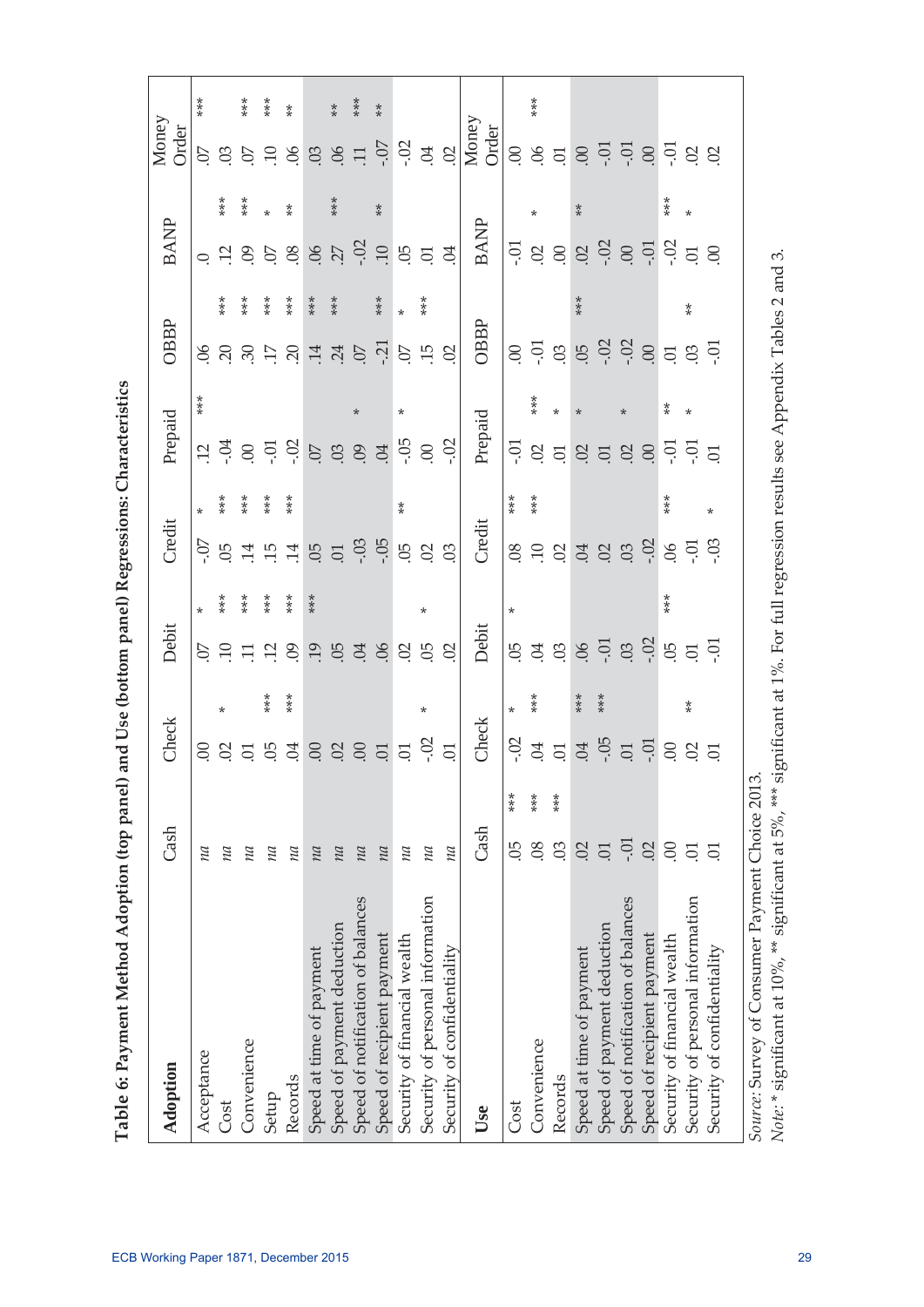**Table 6: Payment Method Adoption (top panel) and Use (bottom panel) Regressions: Characteristics**

| Adoption | Cash | Check | Debit | Credit | Prepaid | OBBP | BANP | Money Order |
|---|---|---|---|---|---|---|---|---|
| Acceptance | *na* | .00 | .07 * | -.07 * | .12 *** | .06 | .0 | .07 *** |
| Cost | *na* | .02 * | .10 *** | .05 *** | -.04 | .20 *** | .12 *** | .03 |
| Convenience | *na* | .01 | .11 *** | .14 *** | .00 | .30 *** | .09 *** | .07 *** |
| Setup | *na* | .05 *** | .12 *** | .15 *** | -.01 | .17 *** | .07 * | .10 *** |
| Records | *na* | .04 *** | .09 *** | .14 *** | -.02 | .20 *** | .08 ** | .06 ** |
| Speed at time of payment | *na* | .00 | .19 *** | .05 | .07 | .14 *** | .06 | .03 |
| Speed of payment deduction | *na* | .02 | .05 | .01 | .03 | .24 *** | .27 *** | .06 ** |
| Speed of notification of balances | *na* | .00 | .04 | -.03 | .09 * | .07 | -.02 | .11 *** |
| Speed of recipient payment | *na* | .01 | .06 | -.05 | .04 | -.21 *** | .10 ** | -.07 ** |
| Security of financial wealth | *na* | .01 | .02 | .05 ** | -.05 * | .07 * | .05 | -.02 |
| Security of personal information | *na* | -.02 * | .05 * | .02 | .00 | .15 *** | .01 | .04 |
| Security of confidentiality | *na* | .01 | .02 | .03 | -.02 | .02 | .04 | .02 |
| **Use** | **Cash** | **Check** | **Debit** | **Credit** | **Prepaid** | **OBBP** | **BANP** | **Money Order** |
| Cost | .05 *** | -.02 * | .05 * | .08 *** | -.01 | .00 | -.01 | .00 |
| Convenience | .08 *** | .04 *** | .04 | .10 *** | .02 *** | -.01 | .02 * | .06 *** |
| Records | .03 *** | .01 | .03 | .02 | .01 * | .03 | .00 | .01 |
| Speed at time of payment | .02 | .04 *** | .06 | .04 | .02 * | .05 *** | .02 ** | .00 |
| Speed of payment deduction | .01 | -.05 *** | -.01 | .02 | .01 | -.02 | -.02 | -.01 |
| Speed of notification of balances | -.01 | .01 | .03 | .03 | .02 * | -.02 | .00 | -.01 |
| Speed of recipient payment | .02 | -.01 | -.02 | -.02 | .00 | .00 | -.01 | .00 |
| Security of financial wealth | .00 | .00 | .05 *** | .06 *** | -.01 ** | .01 | -.02 *** | -.01 |
| Security of personal information | .01 | .02 ** | .01 | -.01 | -.01 * | .03 ** | .01 * | .02 |
| Security of confidentiality | .01 | .01 | -.01 | -.03 * | .01 | -.01 | .00 | .02 |

*Source*: Survey of Consumer Payment Choice 2013.
*Note*: * significant at 10%, ** significant at 5%, *** significant at 1%. For full regression results see Appendix Tables 2 and 3.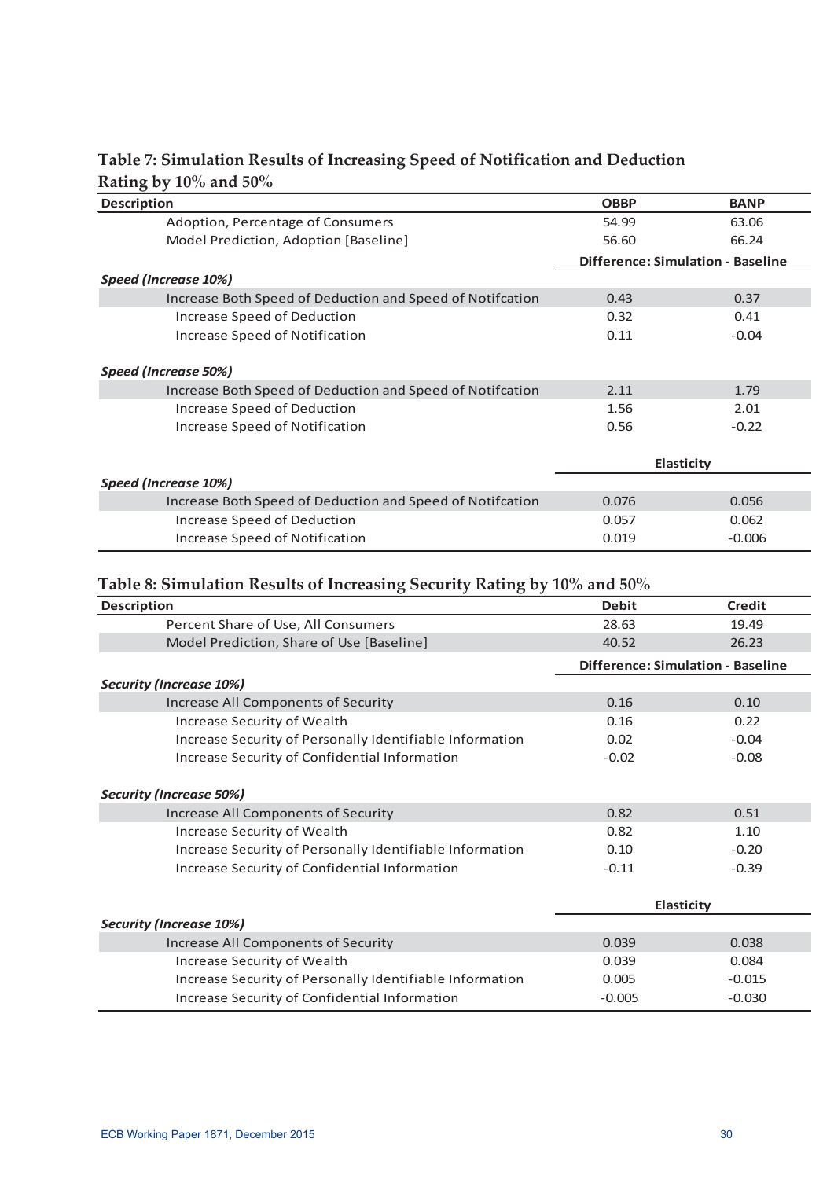**Table 7: Simulation Results of Increasing Speed of Notification and Deduction Rating by 10% and 50%**

| Description | OBBP | BANP |
|---|---|---|
| Adoption, Percentage of Consumers | 54.99 | 63.06 |
| Model Prediction, Adoption [Baseline] | 56.60 | 66.24 |
| | Difference: Simulation - Baseline | |
| *Speed (Increase 10%)* | | |
| Increase Both Speed of Deduction and Speed of Notifcation | 0.43 | 0.37 |
| Increase Speed of Deduction | 0.32 | 0.41 |
| Increase Speed of Notification | 0.11 | -0.04 |
| *Speed (Increase 50%)* | | |
| Increase Both Speed of Deduction and Speed of Notifcation | 2.11 | 1.79 |
| Increase Speed of Deduction | 1.56 | 2.01 |
| Increase Speed of Notification | 0.56 | -0.22 |
| | Elasticity | |
| *Speed (Increase 10%)* | | |
| Increase Both Speed of Deduction and Speed of Notifcation | 0.076 | 0.056 |
| Increase Speed of Deduction | 0.057 | 0.062 |
| Increase Speed of Notification | 0.019 | -0.006 |

**Table 8: Simulation Results of Increasing Security Rating by 10% and 50%**

| Description | Debit | Credit |
|---|---|---|
| Percent Share of Use, All Consumers | 28.63 | 19.49 |
| Model Prediction, Share of Use [Baseline] | 40.52 | 26.23 |
| | Difference: Simulation - Baseline | |
| *Security (Increase 10%)* | | |
| Increase All Components of Security | 0.16 | 0.10 |
| Increase Security of Wealth | 0.16 | 0.22 |
| Increase Security of Personally Identifiable Information | 0.02 | -0.04 |
| Increase Security of Confidential Information | -0.02 | -0.08 |
| *Security (Increase 50%)* | | |
| Increase All Components of Security | 0.82 | 0.51 |
| Increase Security of Wealth | 0.82 | 1.10 |
| Increase Security of Personally Identifiable Information | 0.10 | -0.20 |
| Increase Security of Confidential Information | -0.11 | -0.39 |
| | Elasticity | |
| *Security (Increase 10%)* | | |
| Increase All Components of Security | 0.039 | 0.038 |
| Increase Security of Wealth | 0.039 | 0.084 |
| Increase Security of Personally Identifiable Information | 0.005 | -0.015 |
| Increase Security of Confidential Information | -0.005 | -0.030 |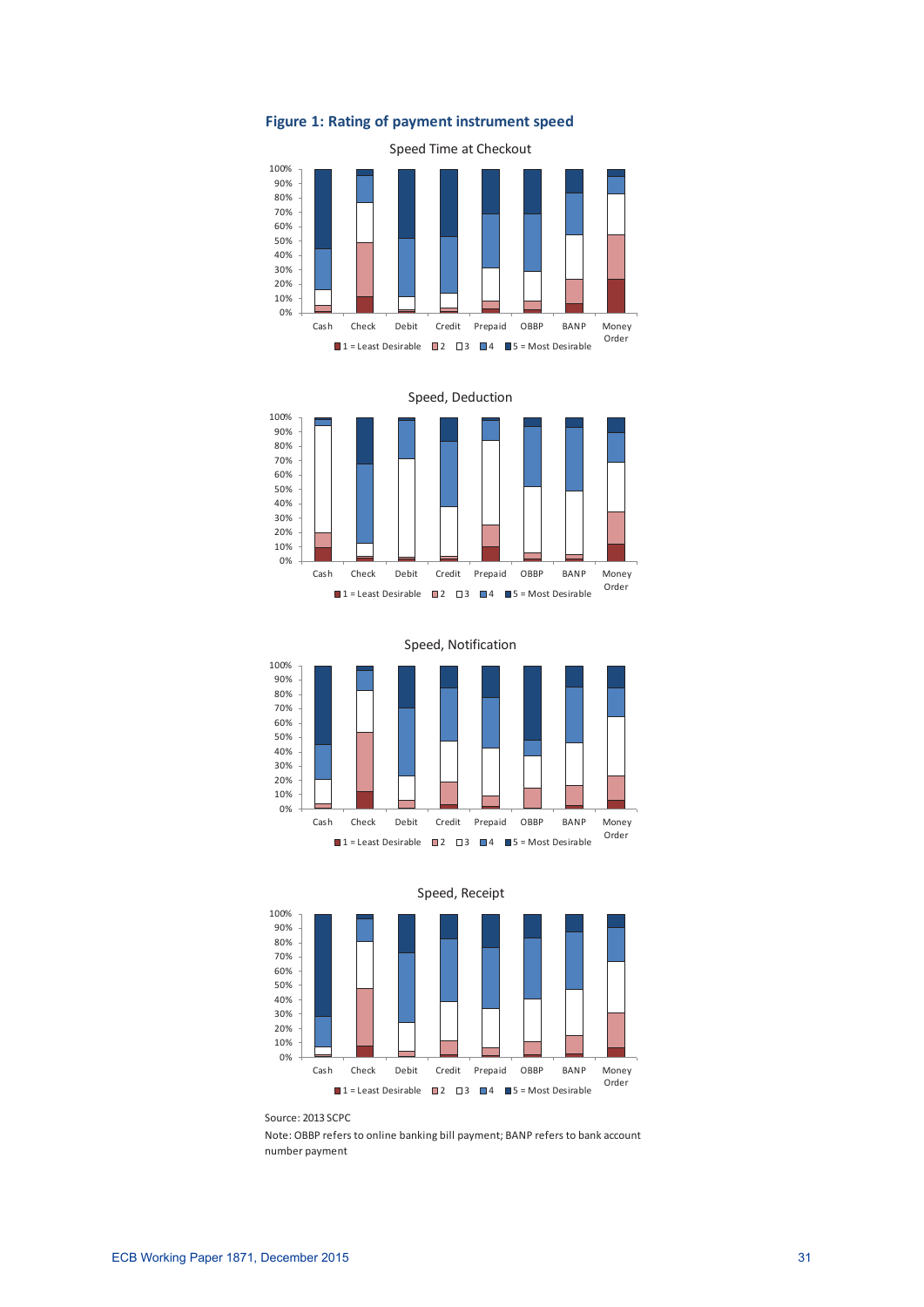**Figure 1: Rating of payment instrument speed**

Speed Time at Checkout

Speed, Deduction

Speed, Notification

Speed, Receipt

Source: 2013 SCPC

Note: OBBP refers to online banking bill payment; BANP refers to bank account number payment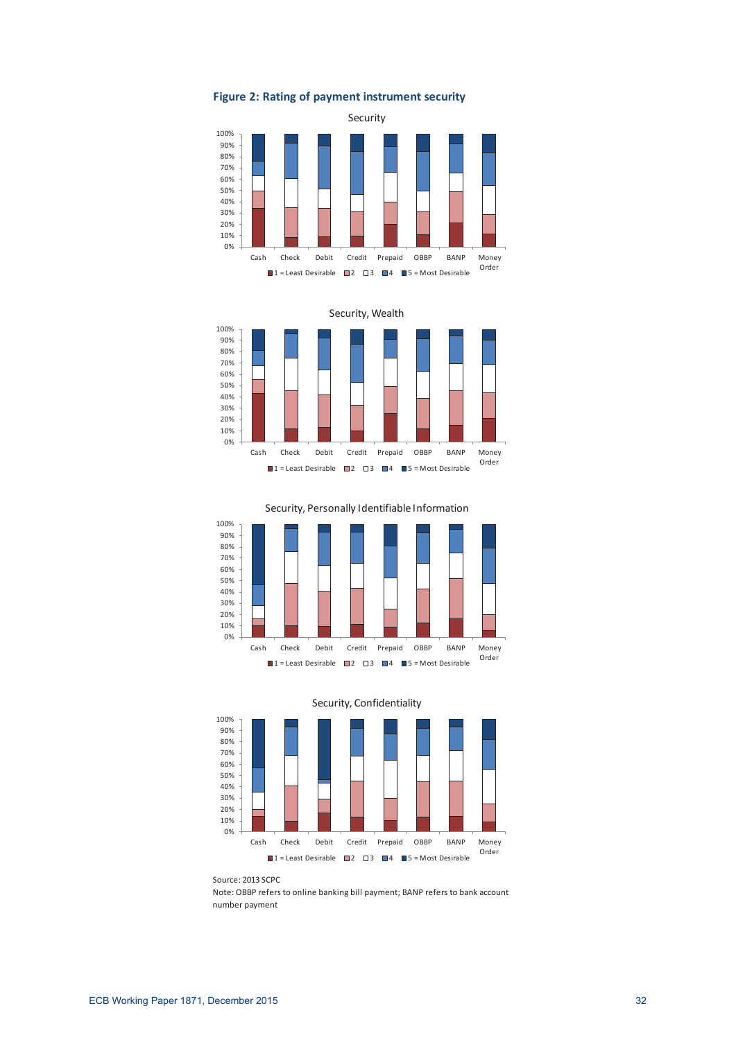**Figure 2: Rating of payment instrument security**

Source: 2013 SCPC

Note: OBBP refers to online banking bill payment; BANP refers to bank account number payment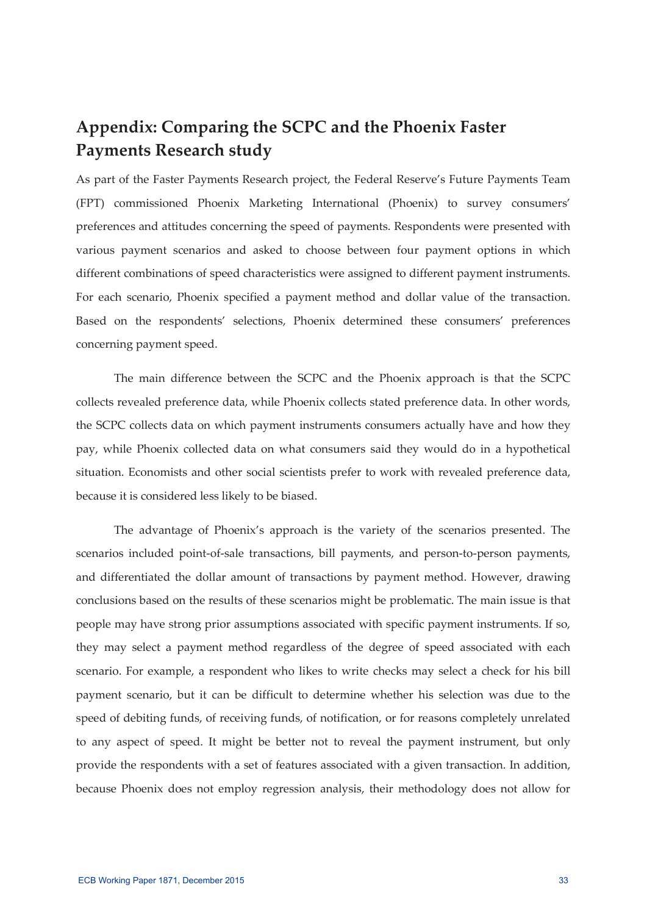## Appendix: Comparing the SCPC and the Phoenix Faster Payments Research study

As part of the Faster Payments Research project, the Federal Reserve's Future Payments Team (FPT) commissioned Phoenix Marketing International (Phoenix) to survey consumers' preferences and attitudes concerning the speed of payments. Respondents were presented with various payment scenarios and asked to choose between four payment options in which different combinations of speed characteristics were assigned to different payment instruments. For each scenario, Phoenix specified a payment method and dollar value of the transaction. Based on the respondents' selections, Phoenix determined these consumers' preferences concerning payment speed.

The main difference between the SCPC and the Phoenix approach is that the SCPC collects revealed preference data, while Phoenix collects stated preference data. In other words, the SCPC collects data on which payment instruments consumers actually have and how they pay, while Phoenix collected data on what consumers said they would do in a hypothetical situation. Economists and other social scientists prefer to work with revealed preference data, because it is considered less likely to be biased.

The advantage of Phoenix's approach is the variety of the scenarios presented. The scenarios included point-of-sale transactions, bill payments, and person-to-person payments, and differentiated the dollar amount of transactions by payment method. However, drawing conclusions based on the results of these scenarios might be problematic. The main issue is that people may have strong prior assumptions associated with specific payment instruments. If so, they may select a payment method regardless of the degree of speed associated with each scenario. For example, a respondent who likes to write checks may select a check for his bill payment scenario, but it can be difficult to determine whether his selection was due to the speed of debiting funds, of receiving funds, of notification, or for reasons completely unrelated to any aspect of speed. It might be better not to reveal the payment instrument, but only provide the respondents with a set of features associated with a given transaction. In addition, because Phoenix does not employ regression analysis, their methodology does not allow for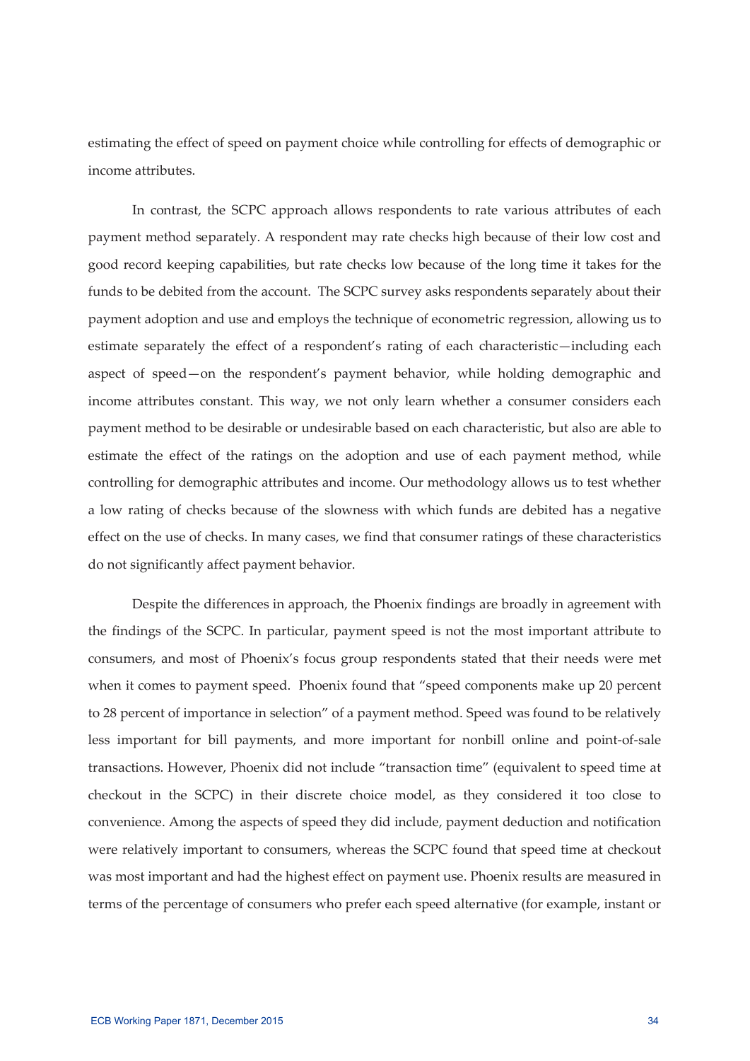estimating the effect of speed on payment choice while controlling for effects of demographic or income attributes.

In contrast, the SCPC approach allows respondents to rate various attributes of each payment method separately. A respondent may rate checks high because of their low cost and good record keeping capabilities, but rate checks low because of the long time it takes for the funds to be debited from the account. The SCPC survey asks respondents separately about their payment adoption and use and employs the technique of econometric regression, allowing us to estimate separately the effect of a respondent's rating of each characteristic—including each aspect of speed—on the respondent's payment behavior, while holding demographic and income attributes constant. This way, we not only learn whether a consumer considers each payment method to be desirable or undesirable based on each characteristic, but also are able to estimate the effect of the ratings on the adoption and use of each payment method, while controlling for demographic attributes and income. Our methodology allows us to test whether a low rating of checks because of the slowness with which funds are debited has a negative effect on the use of checks. In many cases, we find that consumer ratings of these characteristics do not significantly affect payment behavior.

Despite the differences in approach, the Phoenix findings are broadly in agreement with the findings of the SCPC. In particular, payment speed is not the most important attribute to consumers, and most of Phoenix's focus group respondents stated that their needs were met when it comes to payment speed. Phoenix found that "speed components make up 20 percent to 28 percent of importance in selection" of a payment method. Speed was found to be relatively less important for bill payments, and more important for nonbill online and point-of-sale transactions. However, Phoenix did not include "transaction time" (equivalent to speed time at checkout in the SCPC) in their discrete choice model, as they considered it too close to convenience. Among the aspects of speed they did include, payment deduction and notification were relatively important to consumers, whereas the SCPC found that speed time at checkout was most important and had the highest effect on payment use. Phoenix results are measured in terms of the percentage of consumers who prefer each speed alternative (for example, instant or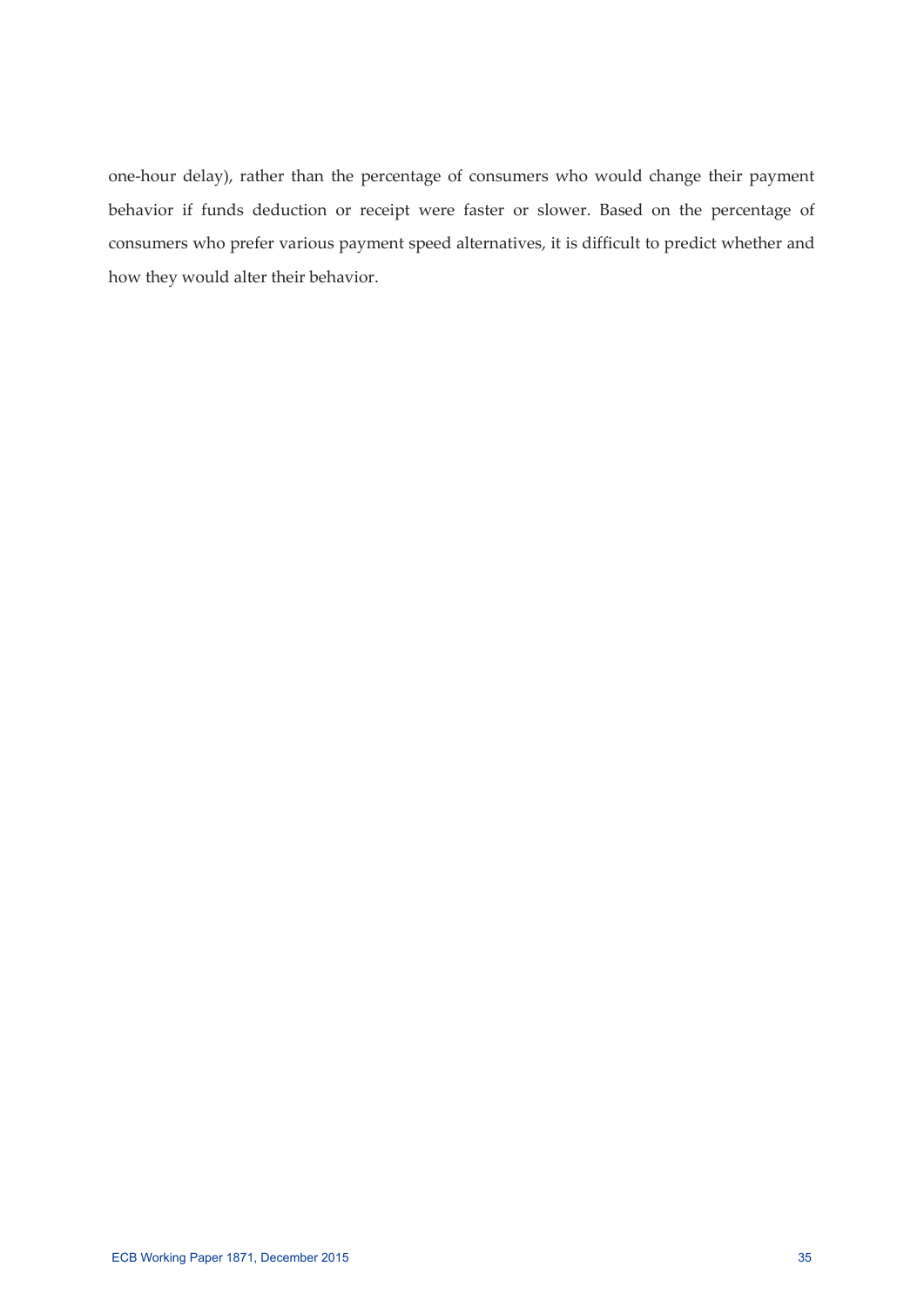one-hour delay), rather than the percentage of consumers who would change their payment behavior if funds deduction or receipt were faster or slower. Based on the percentage of consumers who prefer various payment speed alternatives, it is difficult to predict whether and how they would alter their behavior.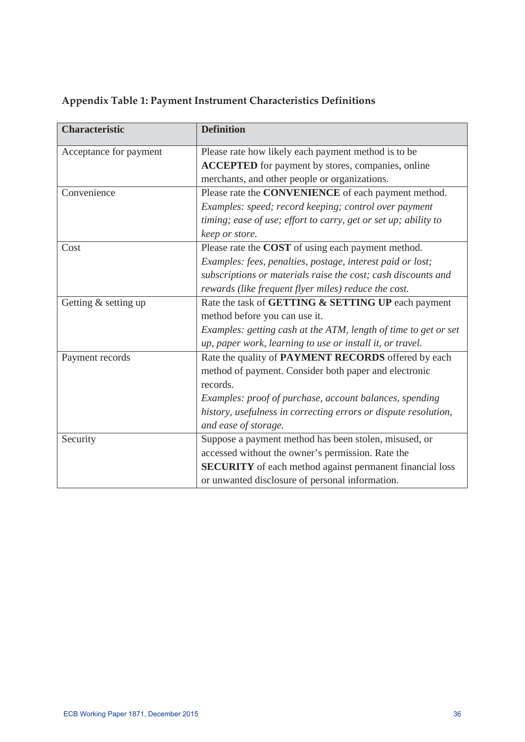**Appendix Table 1: Payment Instrument Characteristics Definitions**

| Characteristic | Definition |
|---|---|
| Acceptance for payment | Please rate how likely each payment method is to be **ACCEPTED** for payment by stores, companies, online merchants, and other people or organizations. |
| Convenience | Please rate the **CONVENIENCE** of each payment method. *Examples: speed; record keeping; control over payment timing; ease of use; effort to carry, get or set up; ability to keep or store.* |
| Cost | Please rate the **COST** of using each payment method. *Examples: fees, penalties, postage, interest paid or lost; subscriptions or materials raise the cost; cash discounts and rewards (like frequent flyer miles) reduce the cost.* |
| Getting & setting up | Rate the task of **GETTING & SETTING UP** each payment method before you can use it. *Examples: getting cash at the ATM, length of time to get or set up, paper work, learning to use or install it, or travel.* |
| Payment records | Rate the quality of **PAYMENT RECORDS** offered by each method of payment. Consider both paper and electronic records. *Examples: proof of purchase, account balances, spending history, usefulness in correcting errors or dispute resolution, and ease of storage.* |
| Security | Suppose a payment method has been stolen, misused, or accessed without the owner's permission. Rate the **SECURITY** of each method against permanent financial loss or unwanted disclosure of personal information. |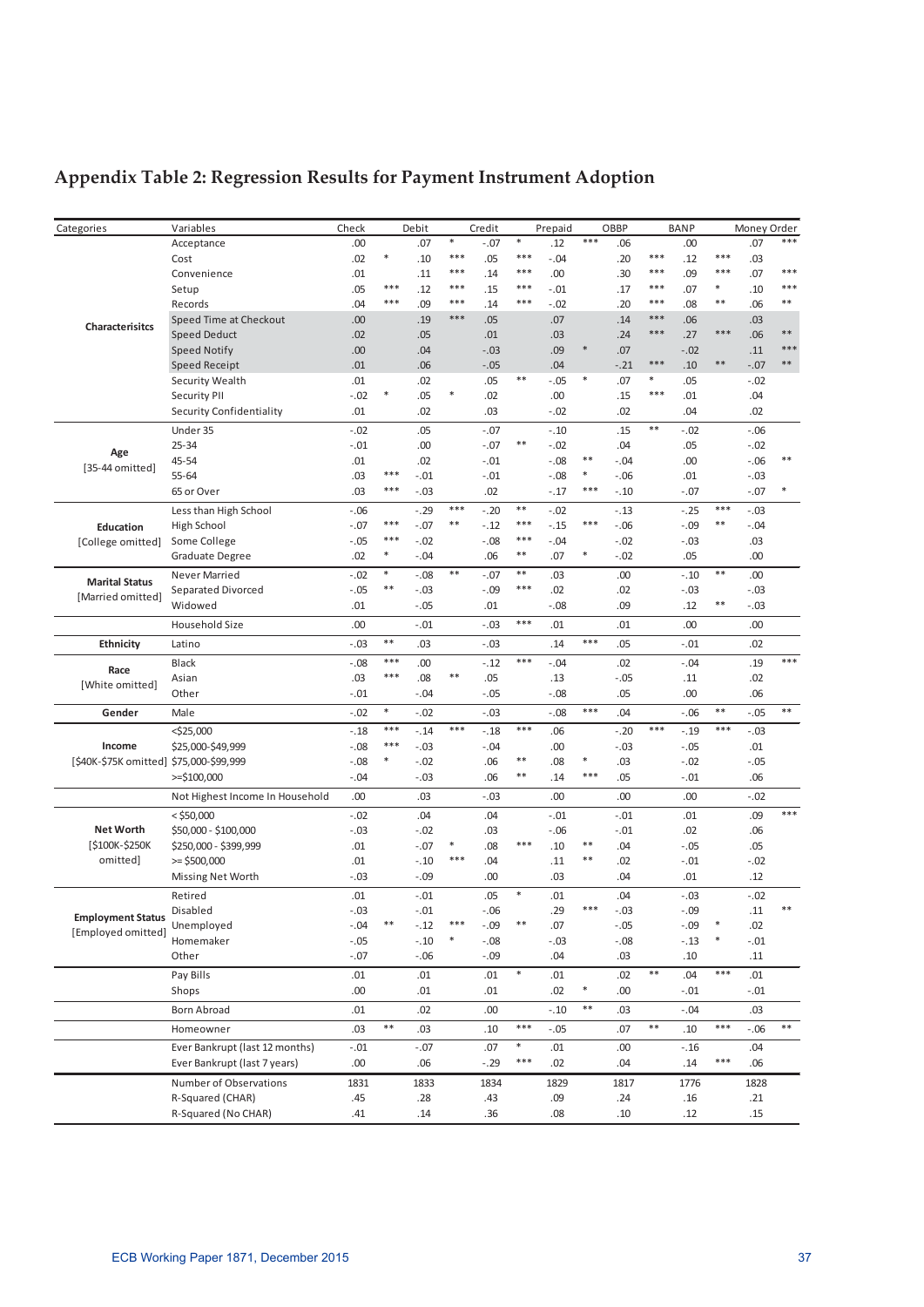# Appendix Table 2: Regression Results for Payment Instrument Adoption

| Categories | Variables | Check | | Debit | | Credit | | Prepaid | | OBBP | | BANP | | Money Order | |
|---|---|---|---|---|---|---|---|---|---|---|---|---|---|---|---|
| **Characterisitcs** | Acceptance | .00 | | .07 | * | -.07 | * | .12 | *** | .06 | | .00 | | .07 | *** |
| | Cost | .02 | * | .10 | *** | .05 | *** | -.04 | | .20 | *** | .12 | *** | .03 | |
| | Convenience | .01 | | .11 | *** | .14 | *** | .00 | | .30 | *** | .09 | *** | .07 | *** |
| | Setup | .05 | *** | .12 | *** | .15 | *** | -.01 | | .17 | *** | .07 | * | .10 | *** |
| | Records | .04 | *** | .09 | *** | .14 | *** | -.02 | | .20 | *** | .08 | ** | .06 | ** |
| | Speed Time at Checkout | .00 | | .19 | *** | .05 | | .07 | | .14 | *** | .06 | | .03 | |
| | Speed Deduct | .02 | | .05 | | .01 | | .03 | | .24 | *** | .27 | *** | .06 | ** |
| | Speed Notify | .00 | | .04 | | -.03 | | .09 | * | .07 | | -.02 | | .11 | *** |
| | Speed Receipt | .01 | | .06 | | -.05 | | .04 | | -.21 | *** | .10 | ** | -.07 | ** |
| | Security Wealth | .01 | | .02 | | .05 | ** | -.05 | * | .07 | * | .05 | | -.02 | |
| | Security PII | -.02 | * | .05 | * | .02 | | .00 | | .15 | *** | .01 | | .04 | |
| | Security Confidentiality | .01 | | .02 | | .03 | | -.02 | | .02 | | .04 | | .02 | |
| **Age** [35-44 omitted] | Under 35 | -.02 | | .05 | | -.07 | | -.10 | | .15 | ** | -.02 | | -.06 | |
| | 25-34 | -.01 | | .00 | | -.07 | ** | -.02 | | .04 | | .05 | | -.02 | |
| | 45-54 | .01 | | .02 | | -.01 | | -.08 | ** | -.04 | | .00 | | -.06 | ** |
| | 55-64 | .03 | *** | -.01 | | -.01 | | -.08 | * | -.06 | | .01 | | -.03 | |
| | 65 or Over | .03 | *** | -.03 | | .02 | | -.17 | *** | -.10 | | -.07 | | -.07 | * |
| **Education** [College omitted] | Less than High School | -.06 | | -.29 | *** | -.20 | ** | -.02 | | -.13 | | -.25 | *** | -.03 | |
| | High School | -.07 | *** | -.07 | ** | -.12 | *** | -.15 | *** | -.06 | | -.09 | ** | -.04 | |
| | Some College | -.05 | *** | -.02 | | -.08 | *** | -.04 | | -.02 | | -.03 | | .03 | |
| | Graduate Degree | .02 | * | -.04 | | .06 | ** | .07 | * | -.02 | | .05 | | .00 | |
| **Marital Status** [Married omitted] | Never Married | -.02 | * | -.08 | ** | -.07 | ** | .03 | | .00 | | -.10 | ** | .00 | |
| | Separated Divorced | -.05 | ** | -.03 | | -.09 | *** | .02 | | .02 | | -.03 | | -.03 | |
| | Widowed | .01 | | -.05 | | .01 | | -.08 | | .09 | | .12 | ** | -.03 | |
| | Household Size | .00 | | -.01 | | -.03 | *** | .01 | | .01 | | .00 | | .00 | |
| **Ethnicity** | Latino | -.03 | ** | .03 | | -.03 | | .14 | *** | .05 | | -.01 | | .02 | |
| **Race** [White omitted] | Black | -.08 | *** | .00 | | -.12 | *** | -.04 | | .02 | | -.04 | | .19 | *** |
| | Asian | .03 | *** | .08 | ** | .05 | | .13 | | -.05 | | .11 | | .02 | |
| | Other | -.01 | | -.04 | | -.05 | | -.08 | | .05 | | .00 | | .06 | |
| **Gender** | Male | -.02 | * | -.02 | | -.03 | | -.08 | *** | .04 | | -.06 | ** | -.05 | ** |
| **Income** [$40K-$75K omitted] | <$25,000 | -.18 | *** | -.14 | *** | -.18 | *** | .06 | | -.20 | *** | -.19 | *** | -.03 | |
| | $25,000-$49,999 | -.08 | *** | -.03 | | -.04 | | .00 | | -.03 | | -.05 | | .01 | |
| | $75,000-$99,999 | -.08 | * | -.02 | | .06 | ** | .08 | * | .03 | | -.02 | | -.05 | |
| | >=$100,000 | -.04 | | -.03 | | .06 | ** | .14 | *** | .05 | | -.01 | | .06 | |
| | Not Highest Income In Household | .00 | | .03 | | -.03 | | .00 | | .00 | | .00 | | -.02 | |
| **Net Worth** [$100K-$250K omitted] | < $50,000 | -.02 | | .04 | | .04 | | -.01 | | -.01 | | .01 | | .09 | *** |
| | $50,000 - $100,000 | -.03 | | -.02 | | .03 | | -.06 | | -.01 | | .02 | | .06 | |
| | $250,000 - $399,999 | .01 | | -.07 | * | .08 | *** | .10 | ** | .04 | | -.05 | | .05 | |
| | >= $500,000 | .01 | | -.10 | *** | .04 | | .11 | ** | .02 | | -.01 | | -.02 | |
| | Missing Net Worth | -.03 | | -.09 | | .00 | | .03 | | .04 | | .01 | | .12 | |
| **Employment Status** [Employed omitted] | Retired | .01 | | -.01 | | .05 | * | .01 | | .04 | | -.03 | | -.02 | |
| | Disabled | -.03 | | -.01 | | -.06 | | .29 | *** | -.03 | | -.09 | | .11 | ** |
| | Unemployed | -.04 | ** | -.12 | *** | -.09 | ** | .07 | | -.05 | | -.09 | * | .02 | |
| | Homemaker | -.05 | | -.10 | * | -.08 | | -.03 | | -.08 | | -.13 | * | -.01 | |
| | Other | -.07 | | -.06 | | -.09 | | .04 | | .03 | | .10 | | .11 | |
| | Pay Bills | .01 | | .01 | | .01 | * | .01 | | .02 | ** | .04 | *** | .01 | |
| | Shops | .00 | | .01 | | .01 | | .02 | * | .00 | | -.01 | | -.01 | |
| | Born Abroad | .01 | | .02 | | .00 | | -.10 | ** | .03 | | -.04 | | .03 | |
| | Homeowner | .03 | ** | .03 | | .10 | *** | -.05 | | .07 | ** | .10 | *** | -.06 | ** |
| | Ever Bankrupt (last 12 months) | -.01 | | -.07 | | .07 | * | .01 | | .00 | | -.16 | | .04 | |
| | Ever Bankrupt (last 7 years) | .00 | | .06 | | -.29 | *** | .02 | | .04 | | .14 | *** | .06 | |
| | Number of Observations | 1831 | | 1833 | | 1834 | | 1829 | | 1817 | | 1776 | | 1828 | |
| | R-Squared (CHAR) | .45 | | .28 | | .43 | | .09 | | .24 | | .16 | | .21 | |
| | R-Squared (No CHAR) | .41 | | .14 | | .36 | | .08 | | .10 | | .12 | | .15 | |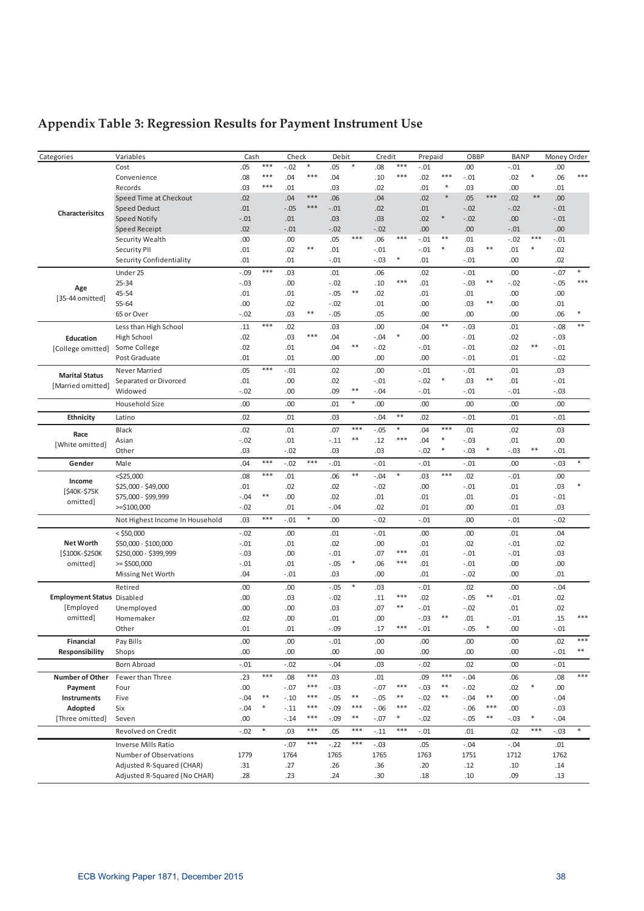# Appendix Table 3: Regression Results for Payment Instrument Use

| Categories | Variables | Cash | | Check | | Debit | | Credit | | Prepaid | | OBBP | | BANP | | Money Order | |
|---|---|---|---|---|---|---|---|---|---|---|---|---|---|---|---|---|---|
| **Characterisitcs** | Cost | .05 | *** | -.02 | * | .05 | * | .08 | *** | -.01 | | .00 | | -.01 | | .00 | |
| | Convenience | .08 | *** | .04 | *** | .04 | | .10 | *** | .02 | *** | -.01 | | .02 | * | .06 | *** |
| | Records | .03 | *** | .01 | | .03 | | .02 | | .01 | * | .03 | | .00 | | .01 | |
| | Speed Time at Checkout | .02 | | .04 | *** | .06 | | .04 | | .02 | * | .05 | *** | .02 | ** | .00 | |
| | Speed Deduct | .01 | | -.05 | *** | -.01 | | .02 | | .01 | | -.02 | | -.02 | | -.01 | |
| | Speed Notify | -.01 | | .01 | | .03 | | .03 | | .02 | * | -.02 | | .00 | | -.01 | |
| | Speed Receipt | .02 | | -.01 | | -.02 | | -.02 | | .00 | | .00 | | -.01 | | .00 | |
| | Security Wealth | .00 | | .00 | | .05 | *** | .06 | *** | -.01 | ** | .01 | | -.02 | *** | -.01 | |
| | Security PII | .01 | | .02 | ** | .01 | | -.01 | | -.01 | * | .03 | ** | .01 | * | .02 | |
| | Security Confidentiality | .01 | | .01 | | -.01 | | -.03 | * | .01 | | -.01 | | .00 | | .02 | |
| **Age** [35-44 omitted] | Under 25 | -.09 | *** | .03 | | .01 | | .06 | | .02 | | -.01 | | .00 | | -.07 | * |
| | 25-34 | -.03 | | .00 | | -.02 | | .10 | *** | .01 | | -.03 | ** | -.02 | | -.05 | *** |
| | 45-54 | .01 | | .01 | | -.05 | ** | .02 | | .01 | | .01 | | .00 | | .00 | |
| | 55-64 | .00 | | .02 | | -.02 | | .01 | | .00 | | .03 | ** | .00 | | .01 | |
| | 65 or Over | -.02 | | .03 | ** | -.05 | | .05 | | .00 | | .00 | | .00 | | .06 | * |
| **Education** [College omitted] | Less than High School | .11 | *** | .02 | | .03 | | .00 | | .04 | ** | -.03 | | .01 | | -.08 | ** |
| | High School | .02 | | .03 | *** | .04 | | -.04 | * | .00 | | -.01 | | .02 | | -.03 | |
| | Some College | .02 | | .01 | | .04 | ** | -.02 | | -.01 | | -.01 | | .02 | ** | -.01 | |
| | Post Graduate | .01 | | .01 | | .00 | | .00 | | .00 | | -.01 | | .01 | | -.02 | |
| **Marital Status** [Married omitted] | Never Married | .05 | *** | -.01 | | .02 | | .00 | | -.01 | | -.01 | | .01 | | .03 | |
| | Separated or Divorced | .01 | | .00 | | .02 | | -.01 | | -.02 | * | .03 | ** | .01 | | -.01 | |
| | Widowed | -.02 | | .00 | | .09 | ** | -.04 | | -.01 | | -.01 | | -.01 | | -.03 | |
| | Household Size | .00 | | .00 | | .01 | * | .00 | | .00 | | .00 | | .00 | | .00 | |
| **Ethnicity** | Latino | .02 | | .01 | | .03 | | -.04 | ** | .02 | | -.01 | | .01 | | -.01 | |
| **Race** [White omitted] | Black | .02 | | .01 | | .07 | *** | -.05 | * | .04 | *** | .01 | | .02 | | .03 | |
| | Asian | -.02 | | .01 | | -.11 | ** | .12 | *** | .04 | * | -.03 | | .01 | | .00 | |
| | Other | .03 | | -.02 | | .03 | | .03 | | -.02 | * | -.03 | * | -.03 | ** | -.01 | |
| **Gender** | Male | .04 | *** | -.02 | *** | -.01 | | -.01 | | -.01 | | -.01 | | .00 | | -.03 | * |
| **Income** [$40K-$75K omitted] | <$25,000 | .08 | *** | .01 | | .06 | ** | -.04 | * | .03 | *** | .02 | | -.01 | | .00 | |
| | $25,000 - $49,000 | .01 | | .02 | | .02 | | -.02 | | .00 | | -.01 | | .01 | | .03 | * |
| | $75,000 - $99,999 | -.04 | ** | .00 | | .02 | | .01 | | .01 | | .01 | | .01 | | -.01 | |
| | >=$100,000 | -.02 | | .01 | | -.04 | | .02 | | .01 | | .00 | | .01 | | .03 | |
| | Not Highest Income In Household | .03 | *** | -.01 | * | .00 | | -.02 | | -.01 | | .00 | | -.01 | | -.02 | |
| **Net Worth** [$100K-$250K omitted] | < $50,000 | -.02 | | .00 | | .01 | | -.01 | | .00 | | .00 | | .01 | | .04 | |
| | $50,000 - $100,000 | -.01 | | .01 | | .02 | | .00 | | .01 | | .02 | | -.01 | | .02 | |
| | $250,000 - $399,999 | -.03 | | .00 | | -.01 | | .07 | *** | .01 | | -.01 | | -.01 | | .03 | |
| | >= $500,000 | -.01 | | .01 | | -.05 | * | .06 | *** | .01 | | -.01 | | .00 | | .00 | |
| | Missing Net Worth | .04 | | -.01 | | .03 | | .00 | | .01 | | -.02 | | .00 | | .01 | |
| **Employment Status** [Employed omitted] | Retired | .00 | | .00 | | -.05 | * | .03 | | -.01 | | .02 | | .00 | | -.04 | |
| | Disabled | .00 | | .03 | | -.02 | | .11 | *** | .02 | | -.05 | ** | -.01 | | .02 | |
| | Unemployed | .00 | | .00 | | .03 | | .07 | ** | -.01 | | -.02 | | .01 | | .02 | |
| | Homemaker | .02 | | .00 | | .01 | | .00 | | -.03 | ** | .01 | | -.01 | | .15 | *** |
| | Other | .01 | | .01 | | -.09 | | .17 | *** | -.01 | | -.05 | * | .00 | | -.01 | |
| **Financial Responsibility** | Pay Bills | .00 | | .00 | | -.01 | | .00 | | .00 | | .00 | | .00 | | .02 | *** |
| | Shops | .00 | | .00 | | .00 | | .00 | | .00 | | .00 | | .00 | | -.01 | ** |
| | Born Abroad | -.01 | | -.02 | | -.04 | | .03 | | -.02 | | .02 | | .00 | | -.01 | |
| **Number of Other Payment Instruments Adopted** [Three omitted] | Fewer than Three | .23 | *** | .08 | *** | .03 | | .01 | | .09 | *** | -.04 | | .06 | | .08 | *** |
| | Four | .00 | | -.07 | *** | -.03 | | -.07 | *** | -.03 | ** | -.02 | | .02 | * | .00 | |
| | Five | -.04 | ** | -.10 | *** | -.05 | ** | -.05 | ** | -.02 | ** | -.04 | ** | .00 | | -.04 | |
| | Six | -.04 | * | -.11 | *** | -.09 | *** | -.06 | *** | -.02 | | -.06 | *** | .00 | | -.03 | |
| | Seven | .00 | | -.14 | *** | -.09 | ** | -.07 | * | -.02 | | -.05 | ** | -.03 | * | -.04 | |
| | Revolved on Credit | -.02 | * | .03 | *** | .05 | *** | -.11 | *** | -.01 | | .01 | | .02 | *** | -.03 | * |
| | Inverse Mills Ratio | | | -.07 | *** | -.22 | *** | -.03 | | .05 | | -.04 | | -.04 | | .01 | |
| | Number of Observations | 1779 | | 1764 | | 1765 | | 1765 | | 1763 | | 1751 | | 1712 | | 1762 | |
| | Adjusted R-Squared (CHAR) | .31 | | .27 | | .26 | | .36 | | .20 | | .12 | | .10 | | .14 | |
| | Adjusted R-Squared (No CHAR) | .28 | | .23 | | .24 | | .30 | | .18 | | .10 | | .09 | | .13 | |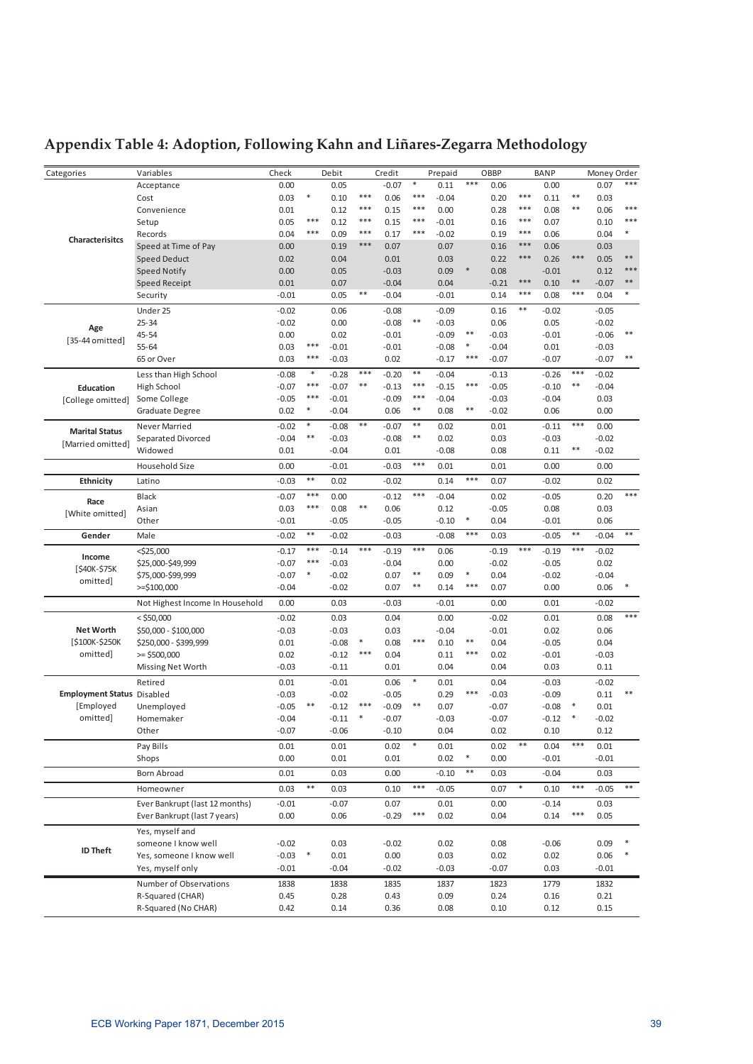## Appendix Table 4: Adoption, Following Kahn and Liñares-Zegarra Methodology

| Categories | Variables | Check | | Debit | | Credit | | Prepaid | | OBBP | | BANP | | Money Order | |
|---|---|---|---|---|---|---|---|---|---|---|---|---|---|---|---|
| **Characterisitcs** | Acceptance | 0.00 | | 0.05 | | -0.07 | * | 0.11 | *** | 0.06 | | 0.00 | | 0.07 | *** |
| | Cost | 0.03 | * | 0.10 | *** | 0.06 | *** | -0.04 | | 0.20 | *** | 0.11 | ** | 0.03 | |
| | Convenience | 0.01 | | 0.12 | *** | 0.15 | *** | 0.00 | | 0.28 | *** | 0.08 | ** | 0.06 | *** |
| | Setup | 0.05 | *** | 0.12 | *** | 0.15 | *** | -0.01 | | 0.16 | *** | 0.07 | | 0.10 | *** |
| | Records | 0.04 | *** | 0.09 | *** | 0.17 | *** | -0.02 | | 0.19 | *** | 0.06 | | 0.04 | * |
| | Speed at Time of Pay | 0.00 | | 0.19 | *** | 0.07 | | 0.07 | | 0.16 | *** | 0.06 | | 0.03 | |
| | Speed Deduct | 0.02 | | 0.04 | | 0.01 | | 0.03 | | 0.22 | *** | 0.26 | *** | 0.05 | ** |
| | Speed Notify | 0.00 | | 0.05 | | -0.03 | | 0.09 | * | 0.08 | | -0.01 | | 0.12 | *** |
| | Speed Receipt | 0.01 | | 0.07 | | -0.04 | | 0.04 | | -0.21 | *** | 0.10 | ** | -0.07 | ** |
| | Security | -0.01 | | 0.05 | ** | -0.04 | | -0.01 | | 0.14 | *** | 0.08 | *** | 0.04 | * |
| **Age** [35-44 omitted] | Under 25 | -0.02 | | 0.06 | | -0.08 | | -0.09 | | 0.16 | ** | -0.02 | | -0.05 | |
| | 25-34 | -0.02 | | 0.00 | | -0.08 | ** | -0.03 | | 0.06 | | 0.05 | | -0.02 | |
| | 45-54 | 0.00 | | 0.02 | | -0.01 | | -0.09 | ** | -0.03 | | -0.01 | | -0.06 | ** |
| | 55-64 | 0.03 | *** | -0.01 | | -0.01 | | -0.08 | * | -0.04 | | 0.01 | | -0.03 | |
| | 65 or Over | 0.03 | *** | -0.03 | | 0.02 | | -0.17 | *** | -0.07 | | -0.07 | | -0.07 | ** |
| **Education** [College omitted] | Less than High School | -0.08 | * | -0.28 | *** | -0.20 | ** | -0.04 | | -0.13 | | -0.26 | *** | -0.02 | |
| | High School | -0.07 | *** | -0.07 | ** | -0.13 | *** | -0.15 | *** | -0.05 | | -0.10 | ** | -0.04 | |
| | Some College | -0.05 | *** | -0.01 | | -0.09 | *** | -0.04 | | -0.03 | | -0.04 | | 0.03 | |
| | Graduate Degree | 0.02 | * | -0.04 | | 0.06 | ** | 0.08 | ** | -0.02 | | 0.06 | | 0.00 | |
| **Marital Status** [Married omitted] | Never Married | -0.02 | * | -0.08 | ** | -0.07 | ** | 0.02 | | 0.01 | | -0.11 | *** | 0.00 | |
| | Separated Divorced | -0.04 | ** | -0.03 | | -0.08 | ** | 0.02 | | 0.03 | | -0.03 | | -0.02 | |
| | Widowed | 0.01 | | -0.04 | | 0.01 | | -0.08 | | 0.08 | | 0.11 | ** | -0.02 | |
| | Household Size | 0.00 | | -0.01 | | -0.03 | *** | 0.01 | | 0.01 | | 0.00 | | 0.00 | |
| **Ethnicity** | Latino | -0.03 | ** | 0.02 | | -0.02 | | 0.14 | *** | 0.07 | | -0.02 | | 0.02 | |
| **Race** [White omitted] | Black | -0.07 | *** | 0.00 | | -0.12 | *** | -0.04 | | 0.02 | | -0.05 | | 0.20 | *** |
| | Asian | 0.03 | *** | 0.08 | ** | 0.06 | | 0.12 | | -0.05 | | 0.08 | | 0.03 | |
| | Other | -0.01 | | -0.05 | | -0.05 | | -0.10 | * | 0.04 | | -0.01 | | 0.06 | |
| **Gender** | Male | -0.02 | ** | -0.02 | | -0.03 | | -0.08 | *** | 0.03 | | -0.05 | ** | -0.04 | ** |
| **Income** [$40K-$75K omitted] | <$25,000 | -0.17 | *** | -0.14 | *** | -0.19 | *** | 0.06 | | -0.19 | *** | -0.19 | *** | -0.02 | |
| | $25,000-$49,999 | -0.07 | *** | -0.03 | | -0.04 | | 0.00 | | -0.02 | | -0.05 | | 0.02 | |
| | $75,000-$99,999 | -0.07 | * | -0.02 | | 0.07 | ** | 0.09 | * | 0.04 | | -0.02 | | -0.04 | |
| | >=$100,000 | -0.04 | | -0.02 | | 0.07 | ** | 0.14 | *** | 0.07 | | 0.00 | | 0.06 | * |
| | Not Highest Income In Household | 0.00 | | 0.03 | | -0.03 | | -0.01 | | 0.00 | | 0.01 | | -0.02 | |
| **Net Worth** [$100K-$250K omitted] | < $50,000 | -0.02 | | 0.03 | | 0.04 | | 0.00 | | -0.02 | | 0.01 | | 0.08 | *** |
| | $50,000 - $100,000 | -0.03 | | -0.03 | | 0.03 | | -0.04 | | -0.01 | | 0.02 | | 0.06 | |
| | $250,000 - $399,999 | 0.01 | | -0.08 | * | 0.08 | *** | 0.10 | ** | 0.04 | | -0.05 | | 0.04 | |
| | >= $500,000 | 0.02 | | -0.12 | *** | 0.04 | | 0.11 | *** | 0.02 | | -0.01 | | -0.03 | |
| | Missing Net Worth | -0.03 | | -0.11 | | 0.01 | | 0.04 | | 0.04 | | 0.03 | | 0.11 | |
| **Employment Status** [Employed omitted] | Retired | 0.01 | | -0.01 | | 0.06 | * | 0.01 | | 0.04 | | -0.03 | | -0.02 | |
| | Disabled | -0.03 | | -0.02 | | -0.05 | | 0.29 | *** | -0.03 | | -0.09 | | 0.11 | ** |
| | Unemployed | -0.05 | ** | -0.12 | *** | -0.09 | ** | 0.07 | | -0.07 | | -0.08 | * | 0.01 | |
| | Homemaker | -0.04 | | -0.11 | * | -0.07 | | -0.03 | | -0.07 | | -0.12 | * | -0.02 | |
| | Other | -0.07 | | -0.06 | | -0.10 | | 0.04 | | 0.02 | | 0.10 | | 0.12 | |
| | Pay Bills | 0.01 | | 0.01 | | 0.02 | * | 0.01 | | 0.02 | ** | 0.04 | *** | 0.01 | |
| | Shops | 0.00 | | 0.01 | | 0.01 | | 0.02 | * | 0.00 | | -0.01 | | -0.01 | |
| | Born Abroad | 0.01 | | 0.03 | | 0.00 | | -0.10 | ** | 0.03 | | -0.04 | | 0.03 | |
| | Homeowner | 0.03 | ** | 0.03 | | 0.10 | *** | -0.05 | | 0.07 | * | 0.10 | *** | -0.05 | ** |
| | Ever Bankrupt (last 12 months) | -0.01 | | -0.07 | | 0.07 | | 0.01 | | 0.00 | | -0.14 | | 0.03 | |
| | Ever Bankrupt (last 7 years) | 0.00 | | 0.06 | | -0.29 | *** | 0.02 | | 0.04 | | 0.14 | *** | 0.05 | |
| **ID Theft** | Yes, myself and someone I know well | -0.02 | | 0.03 | | -0.02 | | 0.02 | | 0.08 | | -0.06 | | 0.09 | * |
| | Yes, someone I know well | -0.03 | * | 0.01 | | 0.00 | | 0.03 | | 0.02 | | 0.02 | | 0.06 | * |
| | Yes, myself only | -0.01 | | -0.04 | | -0.02 | | -0.03 | | -0.07 | | 0.03 | | -0.01 | |
| | Number of Observations | 1838 | | 1838 | | 1835 | | 1837 | | 1823 | | 1779 | | 1832 | |
| | R-Squared (CHAR) | 0.45 | | 0.28 | | 0.43 | | 0.09 | | 0.24 | | 0.16 | | 0.21 | |
| | R-Squared (No CHAR) | 0.42 | | 0.14 | | 0.36 | | 0.08 | | 0.10 | | 0.12 | | 0.15 | |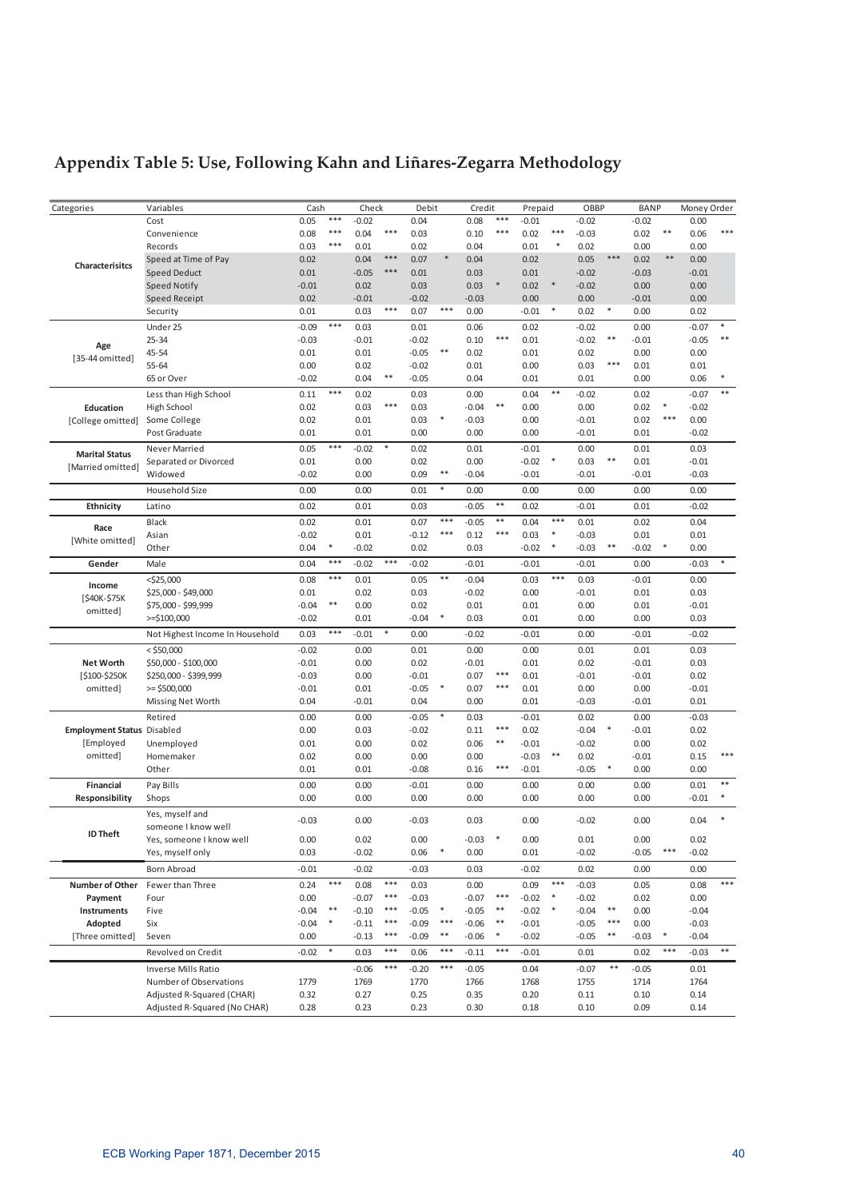## Appendix Table 5: Use, Following Kahn and Liñares-Zegarra Methodology

| Categories | Variables | Cash | | Check | | Debit | | Credit | | Prepaid | | OBBP | | BANP | | Money Order | |
|---|---|---|---|---|---|---|---|---|---|---|---|---|---|---|---|---|---|
| **Characterisitcs** | Cost | 0.05 | *** | -0.02 | | 0.04 | | 0.08 | *** | -0.01 | | -0.02 | | -0.02 | | 0.00 | |
| | Convenience | 0.08 | *** | 0.04 | *** | 0.03 | | 0.10 | *** | 0.02 | *** | -0.03 | | 0.02 | ** | 0.06 | *** |
| | Records | 0.03 | *** | 0.01 | | 0.02 | | 0.04 | | 0.01 | * | 0.02 | | 0.00 | | 0.00 | |
| | Speed at Time of Pay | 0.02 | | 0.04 | *** | 0.07 | * | 0.04 | | 0.02 | | 0.05 | *** | 0.02 | ** | 0.00 | |
| | Speed Deduct | 0.01 | | -0.05 | *** | 0.01 | | 0.03 | | 0.01 | | -0.02 | | -0.03 | | -0.01 | |
| | Speed Notify | -0.01 | | 0.02 | | 0.03 | | 0.03 | * | 0.02 | * | -0.02 | | 0.00 | | 0.00 | |
| | Speed Receipt | 0.02 | | -0.01 | | -0.02 | | -0.03 | | 0.00 | | 0.00 | | -0.01 | | 0.00 | |
| | Security | 0.01 | | 0.03 | *** | 0.07 | *** | 0.00 | | -0.01 | * | 0.02 | * | 0.00 | | 0.02 | |
| **Age** [35-44 omitted] | Under 25 | -0.09 | *** | 0.03 | | 0.01 | | 0.06 | | 0.02 | | -0.02 | | 0.00 | | -0.07 | * |
| | 25-34 | -0.03 | | -0.01 | | -0.02 | | 0.10 | *** | 0.01 | | -0.02 | ** | -0.01 | | -0.05 | ** |
| | 45-54 | 0.01 | | 0.01 | | -0.05 | ** | 0.02 | | 0.01 | | 0.02 | | 0.00 | | 0.00 | |
| | 55-64 | 0.00 | | 0.02 | | -0.02 | | 0.01 | | 0.00 | | 0.03 | *** | 0.01 | | 0.01 | |
| | 65 or Over | -0.02 | | 0.04 | ** | -0.05 | | 0.04 | | 0.01 | | 0.01 | | 0.00 | | 0.06 | * |
| **Education** [College omitted] | Less than High School | 0.11 | *** | 0.02 | | 0.03 | | 0.00 | | 0.04 | ** | -0.02 | | 0.02 | | -0.07 | ** |
| | High School | 0.02 | | 0.03 | *** | 0.03 | | -0.04 | ** | 0.00 | | 0.00 | | 0.02 | * | -0.02 | |
| | Some College | 0.02 | | 0.01 | | 0.03 | * | -0.03 | | 0.00 | | -0.01 | | 0.02 | *** | 0.00 | |
| | Post Graduate | 0.01 | | 0.01 | | 0.00 | | 0.00 | | 0.00 | | -0.01 | | 0.01 | | -0.02 | |
| **Marital Status** [Married omitted] | Never Married | 0.05 | *** | -0.02 | * | 0.02 | | 0.01 | | -0.01 | | 0.00 | | 0.01 | | 0.03 | |
| | Separated or Divorced | 0.01 | | 0.00 | | 0.02 | | 0.00 | | -0.02 | * | 0.03 | ** | 0.01 | | -0.01 | |
| | Widowed | -0.02 | | 0.00 | | 0.09 | ** | -0.04 | | -0.01 | | -0.01 | | -0.01 | | -0.03 | |
| | Household Size | 0.00 | | 0.00 | | 0.01 | * | 0.00 | | 0.00 | | 0.00 | | 0.00 | | 0.00 | |
| **Ethnicity** | Latino | 0.02 | | 0.01 | | 0.03 | | -0.05 | ** | 0.02 | | -0.01 | | 0.01 | | -0.02 | |
| **Race** [White omitted] | Black | 0.02 | | 0.01 | | 0.07 | *** | -0.05 | ** | 0.04 | *** | 0.01 | | 0.02 | | 0.04 | |
| | Asian | -0.02 | | 0.01 | | -0.12 | *** | 0.12 | *** | 0.03 | * | -0.03 | | 0.01 | | 0.01 | |
| | Other | 0.04 | * | -0.02 | | 0.02 | | 0.03 | | -0.02 | * | -0.03 | ** | -0.02 | * | 0.00 | |
| **Gender** | Male | 0.04 | *** | -0.02 | *** | -0.02 | | -0.01 | | -0.01 | | -0.01 | | 0.00 | | -0.03 | * |
| **Income** [\$40K-\$75K omitted] | <\$25,000 | 0.08 | *** | 0.01 | | 0.05 | ** | -0.04 | | 0.03 | *** | 0.03 | | -0.01 | | 0.00 | |
| | \$25,000 - \$49,000 | 0.01 | | 0.02 | | 0.03 | | -0.02 | | 0.00 | | -0.01 | | 0.01 | | 0.03 | |
| | \$75,000 - \$99,999 | -0.04 | ** | 0.00 | | 0.02 | | 0.01 | | 0.01 | | 0.00 | | 0.01 | | -0.01 | |
| | >=\$100,000 | -0.02 | | 0.01 | | -0.04 | * | 0.03 | | 0.01 | | 0.00 | | 0.00 | | 0.03 | |
| | Not Highest Income In Household | 0.03 | *** | -0.01 | * | 0.00 | | -0.02 | | -0.01 | | 0.00 | | -0.01 | | -0.02 | |
| **Net Worth** [\$100-\$250K omitted] | < \$50,000 | -0.02 | | 0.00 | | 0.01 | | 0.00 | | 0.00 | | 0.01 | | 0.01 | | 0.03 | |
| | \$50,000 - \$100,000 | -0.01 | | 0.00 | | 0.02 | | -0.01 | | 0.01 | | 0.02 | | -0.01 | | 0.03 | |
| | \$250,000 - \$399,999 | -0.03 | | 0.00 | | -0.01 | | 0.07 | *** | 0.01 | | -0.01 | | -0.01 | | 0.02 | |
| | >= \$500,000 | -0.01 | | 0.01 | | -0.05 | * | 0.07 | *** | 0.01 | | 0.00 | | 0.00 | | -0.01 | |
| | Missing Net Worth | 0.04 | | -0.01 | | 0.04 | | 0.00 | | 0.01 | | -0.03 | | -0.01 | | 0.01 | |
| **Employment Status** [Employed omitted] | Retired | 0.00 | | 0.00 | | -0.05 | * | 0.03 | | -0.01 | | 0.02 | | 0.00 | | -0.03 | |
| | Disabled | 0.00 | | 0.03 | | -0.02 | | 0.11 | *** | 0.02 | | -0.04 | * | -0.01 | | 0.02 | |
| | Unemployed | 0.01 | | 0.00 | | 0.02 | | 0.06 | ** | -0.01 | | -0.02 | | 0.00 | | 0.02 | |
| | Homemaker | 0.02 | | 0.00 | | 0.00 | | 0.00 | | -0.03 | ** | 0.02 | | -0.01 | | 0.15 | *** |
| | Other | 0.01 | | 0.01 | | -0.08 | | 0.16 | *** | -0.01 | | -0.05 | * | 0.00 | | 0.00 | |
| **Financial Responsibility** | Pay Bills | 0.00 | | 0.00 | | -0.01 | | 0.00 | | 0.00 | | 0.00 | | 0.00 | | 0.01 | ** |
| | Shops | 0.00 | | 0.00 | | 0.00 | | 0.00 | | 0.00 | | 0.00 | | 0.00 | | -0.01 | * |
| **ID Theft** | Yes, myself and someone I know well | -0.03 | | 0.00 | | -0.03 | | 0.03 | | 0.00 | | -0.02 | | 0.00 | | 0.04 | * |
| | Yes, someone I know well | 0.00 | | 0.02 | | 0.00 | | -0.03 | * | 0.00 | | 0.01 | | 0.00 | | 0.02 | |
| | Yes, myself only | 0.03 | | -0.02 | | 0.06 | * | 0.00 | | 0.01 | | -0.02 | | -0.05 | *** | -0.02 | |
| | Born Abroad | -0.01 | | -0.02 | | -0.03 | | 0.03 | | -0.02 | | 0.02 | | 0.00 | | 0.00 | |
| **Number of Other Payment Instruments Adopted** [Three omitted] | Fewer than Three | 0.24 | *** | 0.08 | *** | 0.03 | | 0.00 | | 0.09 | *** | -0.03 | | 0.05 | | 0.08 | *** |
| | Four | 0.00 | | -0.07 | *** | -0.03 | | -0.07 | *** | -0.02 | * | -0.02 | | 0.02 | | 0.00 | |
| | Five | -0.04 | ** | -0.10 | *** | -0.05 | * | -0.05 | ** | -0.02 | * | -0.04 | ** | 0.00 | | -0.04 | |
| | Six | -0.04 | * | -0.11 | *** | -0.09 | *** | -0.06 | ** | -0.01 | | -0.05 | *** | 0.00 | | -0.03 | |
| | Seven | 0.00 | | -0.13 | *** | -0.09 | ** | -0.06 | * | -0.02 | | -0.05 | ** | -0.03 | * | -0.04 | |
| | Revolved on Credit | -0.02 | * | 0.03 | *** | 0.06 | *** | -0.11 | *** | -0.01 | | 0.01 | | 0.02 | *** | -0.03 | ** |
| | Inverse Mills Ratio | | | -0.06 | *** | -0.20 | *** | -0.05 | | 0.04 | | -0.07 | ** | -0.05 | | 0.01 | |
| | Number of Observations | 1779 | | 1769 | | 1770 | | 1766 | | 1768 | | 1755 | | 1714 | | 1764 | |
| | Adjusted R-Squared (CHAR) | 0.32 | | 0.27 | | 0.25 | | 0.35 | | 0.20 | | 0.11 | | 0.10 | | 0.14 | |
| | Adjusted R-Squared (No CHAR) | 0.28 | | 0.23 | | 0.23 | | 0.30 | | 0.18 | | 0.10 | | 0.09 | | 0.14 | |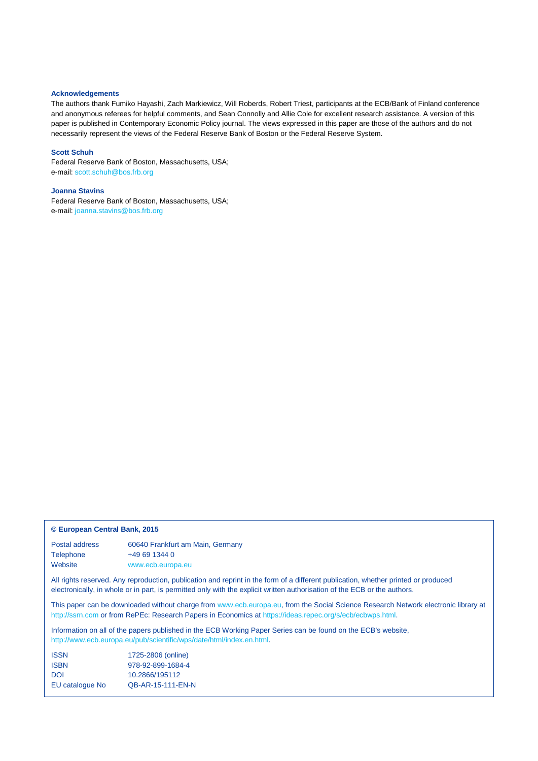**Acknowledgements**

The authors thank Fumiko Hayashi, Zach Markiewicz, Will Roberds, Robert Triest, participants at the ECB/Bank of Finland conference and anonymous referees for helpful comments, and Sean Connolly and Allie Cole for excellent research assistance. A version of this paper is published in Contemporary Economic Policy journal. The views expressed in this paper are those of the authors and do not necessarily represent the views of the Federal Reserve Bank of Boston or the Federal Reserve System.

**Scott Schuh**

Federal Reserve Bank of Boston, Massachusetts, USA;
e-mail: scott.schuh@bos.frb.org

**Joanna Stavins**

Federal Reserve Bank of Boston, Massachusetts, USA;
e-mail: joanna.stavins@bos.frb.org

**© European Central Bank, 2015**

| | |
|---|---|
| Postal address | 60640 Frankfurt am Main, Germany |
| Telephone | +49 69 1344 0 |
| Website | www.ecb.europa.eu |

All rights reserved. Any reproduction, publication and reprint in the form of a different publication, whether printed or produced electronically, in whole or in part, is permitted only with the explicit written authorisation of the ECB or the authors.

This paper can be downloaded without charge from www.ecb.europa.eu, from the Social Science Research Network electronic library at http://ssrn.com or from RePEc: Research Papers in Economics at https://ideas.repec.org/s/ecb/ecbwps.html.

Information on all of the papers published in the ECB Working Paper Series can be found on the ECB's website, http://www.ecb.europa.eu/pub/scientific/wps/date/html/index.en.html.

| | |
|---|---|
| ISSN | 1725-2806 (online) |
| ISBN | 978-92-899-1684-4 |
| DOI | 10.2866/195112 |
| EU catalogue No | QB-AR-15-111-EN-N |